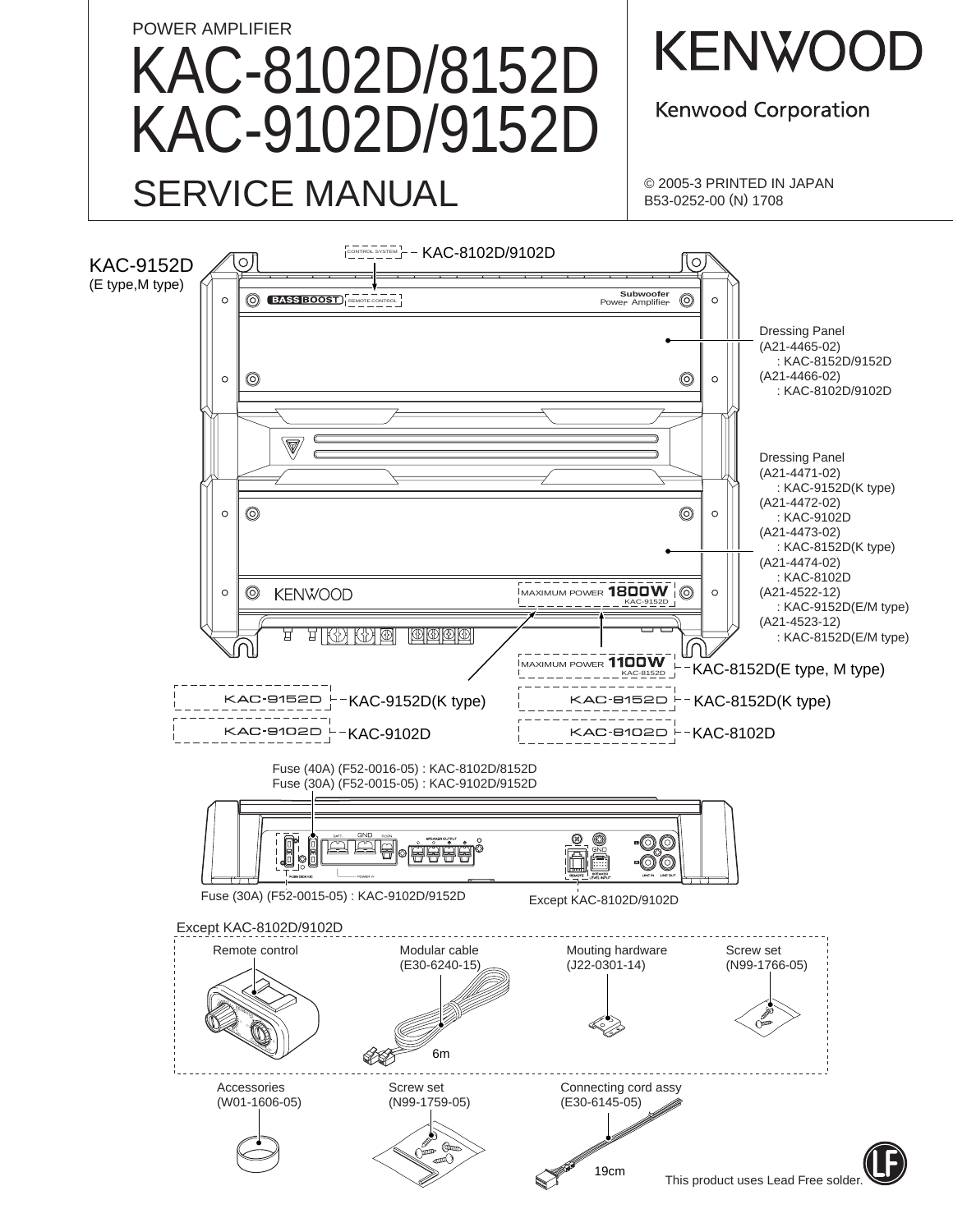POWER AMPLIFIER

# KAC-8102D/8152D
# KAC-9102D/9152D

## SERVICE MANUAL

**KENWOOD**

Kenwood Corporation

© 2005-3 PRINTED IN JAPAN
B53-0252-00 (N) 1708

KAC-9152D
(E type,M type)

KAC-8102D/9102D

Dressing Panel
(A21-4465-02)
: KAC-8152D/9152D
(A21-4466-02)
: KAC-8102D/9102D

Dressing Panel
(A21-4471-02)
: KAC-9152D(K type)
(A21-4472-02)
: KAC-9102D
(A21-4473-02)
: KAC-8152D(K type)
(A21-4474-02)
: KAC-8102D
(A21-4522-12)
: KAC-9152D(E/M type)
(A21-4523-12)
: KAC-8152D(E/M type)

KAC-8152D(E type, M type)

KAC-9152D(K type)

KAC-8152D(K type)

KAC-9102D

KAC-8102D

Fuse (40A) (F52-0016-05) : KAC-8102D/8152D
Fuse (30A) (F52-0015-05) : KAC-9102D/9152D

Fuse (30A) (F52-0015-05) : KAC-9102D/9152D

Except KAC-8102D/9102D

Except KAC-8102D/9102D

Remote control

Modular cable
(E30-6240-15)

6m

Mouting hardware
(J22-0301-14)

Screw set
(N99-1766-05)

Accessories
(W01-1606-05)

Screw set
(N99-1759-05)

Connecting cord assy
(E30-6145-05)

19cm

This product uses Lead Free solder.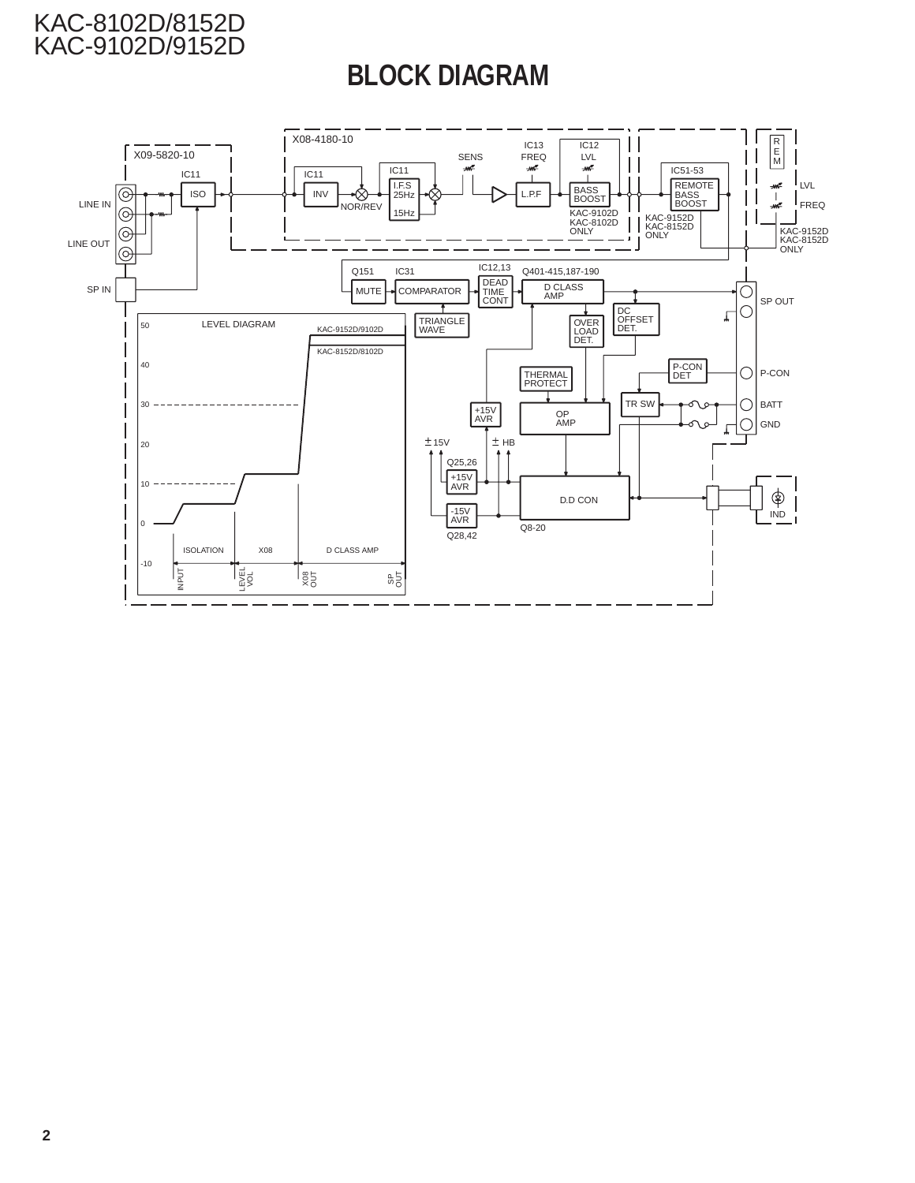# BLOCK DIAGRAM

X09-5820-10

LINE IN

LINE OUT

SP IN

IC11

ISO

X08-4180-10

IC11

INV

IC11

I.F.S
25Hz
15Hz

NOR/REV

SENS

IC13
FREQ

L.P.F

IC12
LVL

BASS
BOOST

KAC-9102D
KAC-8102D
ONLY

IC51-53

REMOTE
BASS
BOOST

KAC-9152D
KAC-8152D
ONLY

REM

LVL

FREQ

KAC-9152D
KAC-8152D
ONLY

Q151

MUTE

IC31

COMPARATOR

TRIANGLE
WAVE

IC12,13

DEAD
TIME
CONT

Q401-415,187-190

D CLASS
AMP

DC
OFFSET
DET.

OVER
LOAD
DET.

SP OUT

P-CON
DET

P-CON

THERMAL
PROTECT

TR SW

BATT

+15V
AVR

OP
AMP

GND

±15V

± HB

Q25,26

+15V
AVR

-15V
AVR

Q28,42

D.D CON

Q8-20

IND

LEVEL DIAGRAM

KAC-9152D/9102D

KAC-8152D/8102D

50

40

30

20

10

0

-10

ISOLATION

X08

D CLASS AMP

INPUT

LEVEL VOL

X08 OUT

SP OUT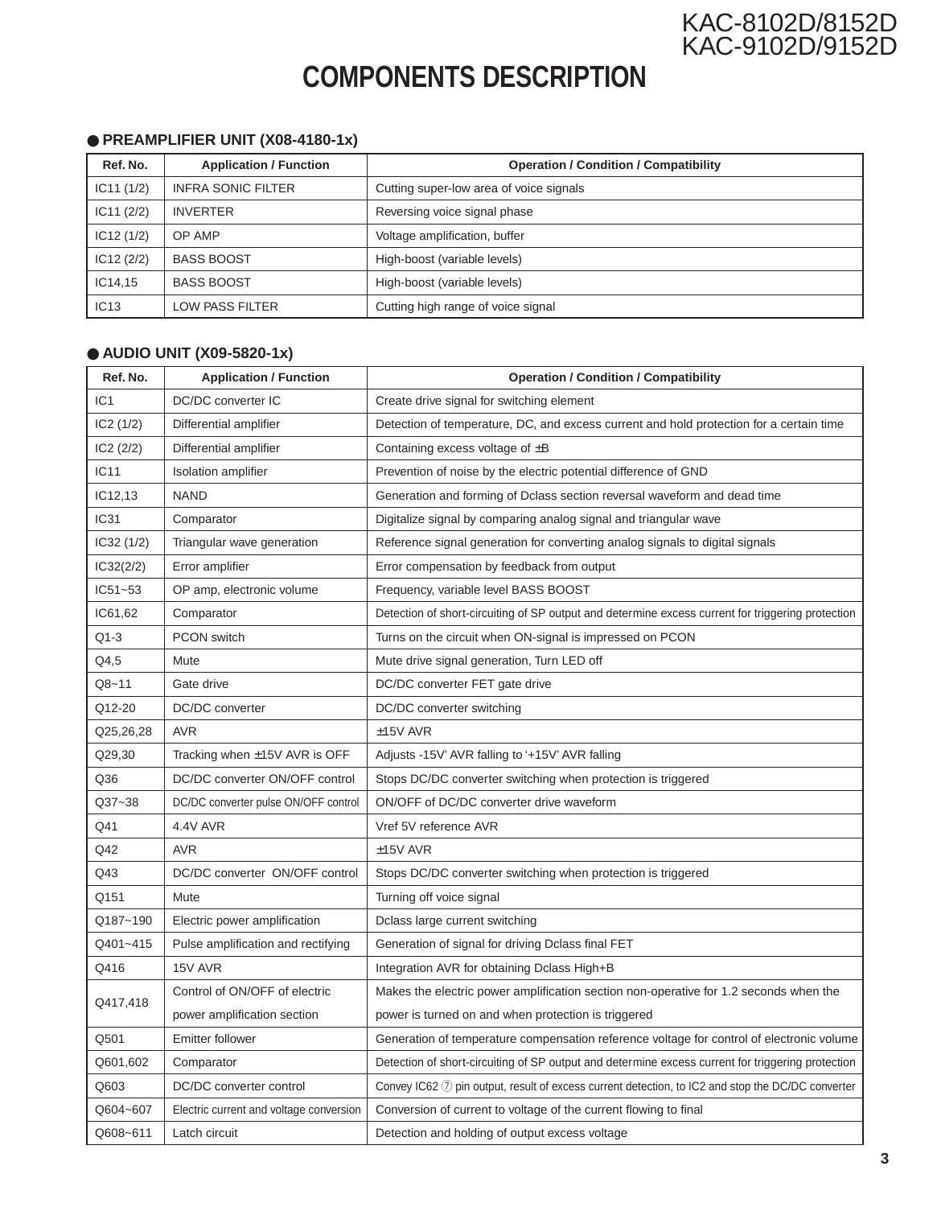# COMPONENTS DESCRIPTION

## ● PREAMPLIFIER UNIT (X08-4180-1x)

| Ref. No. | Application / Function | Operation / Condition / Compatibility |
|---|---|---|
| IC11 (1/2) | INFRA SONIC FILTER | Cutting super-low area of voice signals |
| IC11 (2/2) | INVERTER | Reversing voice signal phase |
| IC12 (1/2) | OP AMP | Voltage amplification, buffer |
| IC12 (2/2) | BASS BOOST | High-boost (variable levels) |
| IC14,15 | BASS BOOST | High-boost (variable levels) |
| IC13 | LOW PASS FILTER | Cutting high range of voice signal |

## ● AUDIO UNIT (X09-5820-1x)

| Ref. No. | Application / Function | Operation / Condition / Compatibility |
|---|---|---|
| IC1 | DC/DC converter IC | Create drive signal for switching element |
| IC2 (1/2) | Differential amplifier | Detection of temperature, DC, and excess current and hold protection for a certain time |
| IC2 (2/2) | Differential amplifier | Containing excess voltage of ±B |
| IC11 | Isolation amplifier | Prevention of noise by the electric potential difference of GND |
| IC12,13 | NAND | Generation and forming of Dclass section reversal waveform and dead time |
| IC31 | Comparator | Digitalize signal by comparing analog signal and triangular wave |
| IC32 (1/2) | Triangular wave generation | Reference signal generation for converting analog signals to digital signals |
| IC32(2/2) | Error amplifier | Error compensation by feedback from output |
| IC51~53 | OP amp, electronic volume | Frequency, variable level BASS BOOST |
| IC61,62 | Comparator | Detection of short-circuiting of SP output and determine excess current for triggering protection |
| Q1-3 | PCON switch | Turns on the circuit when ON-signal is impressed on PCON |
| Q4,5 | Mute | Mute drive signal generation, Turn LED off |
| Q8~11 | Gate drive | DC/DC converter FET gate drive |
| Q12-20 | DC/DC converter | DC/DC converter switching |
| Q25,26,28 | AVR | ±15V AVR |
| Q29,30 | Tracking when ±15V AVR is OFF | Adjusts -15V' AVR falling to '+15V' AVR falling |
| Q36 | DC/DC converter ON/OFF control | Stops DC/DC converter switching when protection is triggered |
| Q37~38 | DC/DC converter pulse ON/OFF control | ON/OFF of DC/DC converter drive waveform |
| Q41 | 4.4V AVR | Vref 5V reference AVR |
| Q42 | AVR | ±15V AVR |
| Q43 | DC/DC converter ON/OFF control | Stops DC/DC converter switching when protection is triggered |
| Q151 | Mute | Turning off voice signal |
| Q187~190 | Electric power amplification | Dclass large current switching |
| Q401~415 | Pulse amplification and rectifying | Generation of signal for driving Dclass final FET |
| Q416 | 15V AVR | Integration AVR for obtaining Dclass High+B |
| Q417,418 | Control of ON/OFF of electric power amplification section | Makes the electric power amplification section non-operative for 1.2 seconds when the power is turned on and when protection is triggered |
| Q501 | Emitter follower | Generation of temperature compensation reference voltage for control of electronic volume |
| Q601,602 | Comparator | Detection of short-circuiting of SP output and determine excess current for triggering protection |
| Q603 | DC/DC converter control | Convey IC62 ⑦ pin output, result of excess current detection, to IC2 and stop the DC/DC converter |
| Q604~607 | Electric current and voltage conversion | Conversion of current to voltage of the current flowing to final |
| Q608~611 | Latch circuit | Detection and holding of output excess voltage |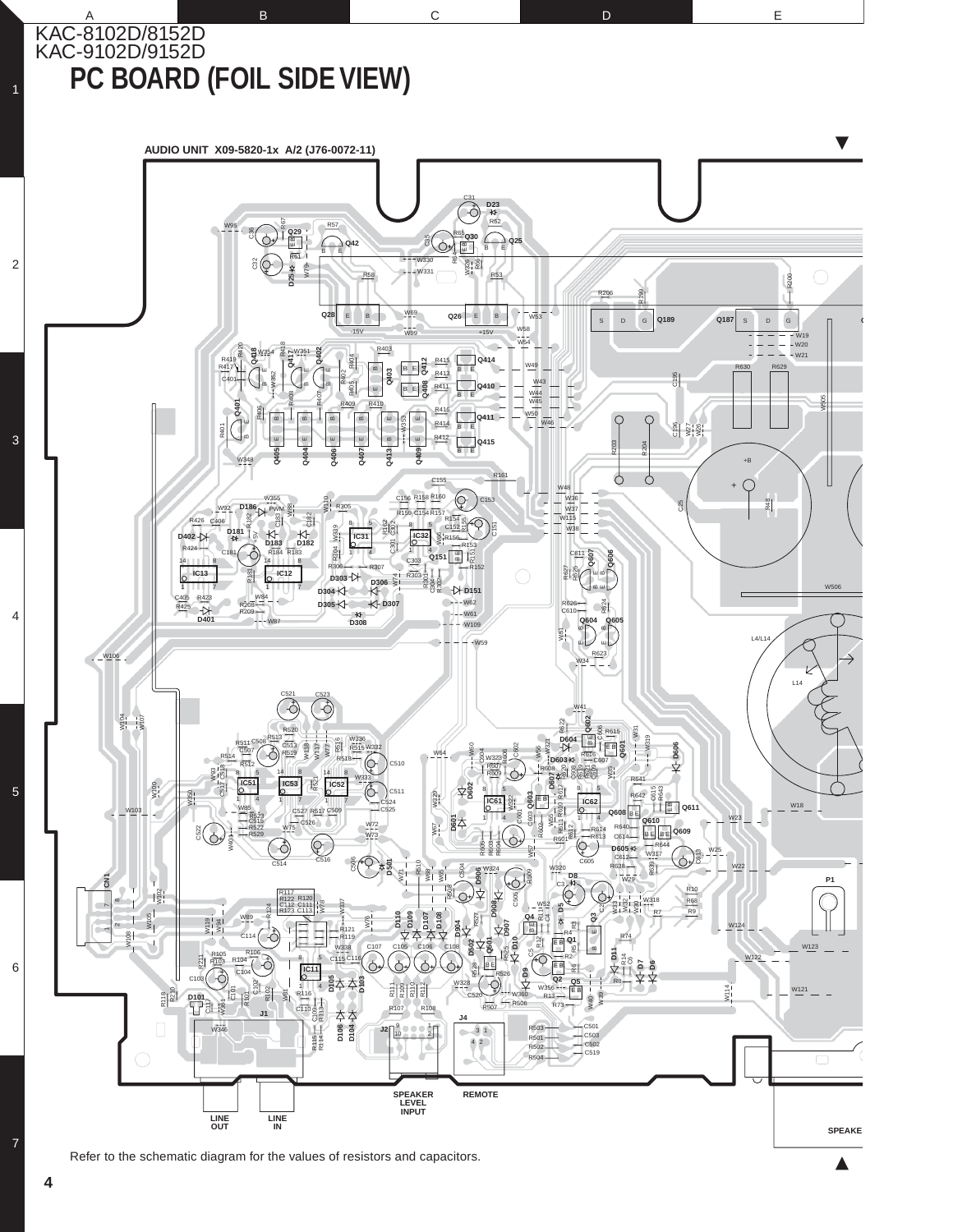KAC-8102D/8152D
KAC-9102D/9152D

# PC BOARD (FOIL SIDE VIEW)

AUDIO UNIT X09-5820-1x A/2 (J76-0072-11)

LINE OUT

LINE IN

SPEAKER LEVEL INPUT

REMOTE

SPEAKE

Refer to the schematic diagram for the values of resistors and capacitors.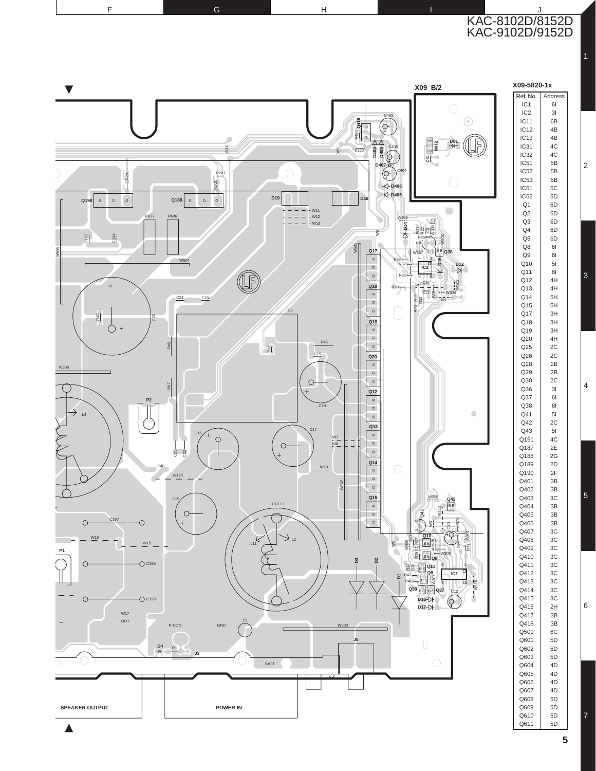# KAC-8102D/8152D
# KAC-9102D/9152D

## X09 B/2

### X09-5820-1x

| Ref. No. | Address |
|---|---|
| IC1 | 6I |
| IC2 | 3I |
| IC11 | 6B |
| IC12 | 4B |
| IC13 | 4B |
| IC31 | 4C |
| IC32 | 4C |
| IC51 | 5B |
| IC52 | 5B |
| IC53 | 5B |
| IC61 | 5C |
| IC62 | 5D |
| Q1 | 6D |
| Q2 | 6D |
| Q3 | 6D |
| Q4 | 6D |
| Q5 | 6D |
| Q8 | 6I |
| Q9 | 6I |
| Q10 | 5I |
| Q11 | 6I |
| Q12 | 4H |
| Q13 | 4H |
| Q14 | 5H |
| Q15 | 5H |
| Q17 | 3H |
| Q18 | 3H |
| Q19 | 3H |
| Q20 | 4H |
| Q25 | 2C |
| Q26 | 2C |
| Q28 | 2B |
| Q29 | 2B |
| Q30 | 2C |
| Q36 | 3I |
| Q37 | 6I |
| Q38 | 6I |
| Q41 | 5I |
| Q42 | 2C |
| Q43 | 5I |
| Q151 | 4C |
| Q187 | 2E |
| Q188 | 2G |
| Q189 | 2D |
| Q190 | 2F |
| Q401 | 3B |
| Q402 | 3B |
| Q403 | 3C |
| Q404 | 3B |
| Q405 | 3B |
| Q406 | 3B |
| Q407 | 3C |
| Q408 | 3C |
| Q409 | 3C |
| Q410 | 3C |
| Q411 | 3C |
| Q412 | 3C |
| Q413 | 3C |
| Q414 | 3C |
| Q415 | 3C |
| Q416 | 2H |
| Q417 | 3B |
| Q418 | 3B |
| Q501 | 6C |
| Q601 | 5D |
| Q602 | 5D |
| Q603 | 5D |
| Q604 | 4D |
| Q605 | 4D |
| Q606 | 4D |
| Q607 | 4D |
| Q608 | 5D |
| Q609 | 5D |
| Q610 | 5D |
| Q611 | 5D |

SPEAKER OUTPUT

POWER IN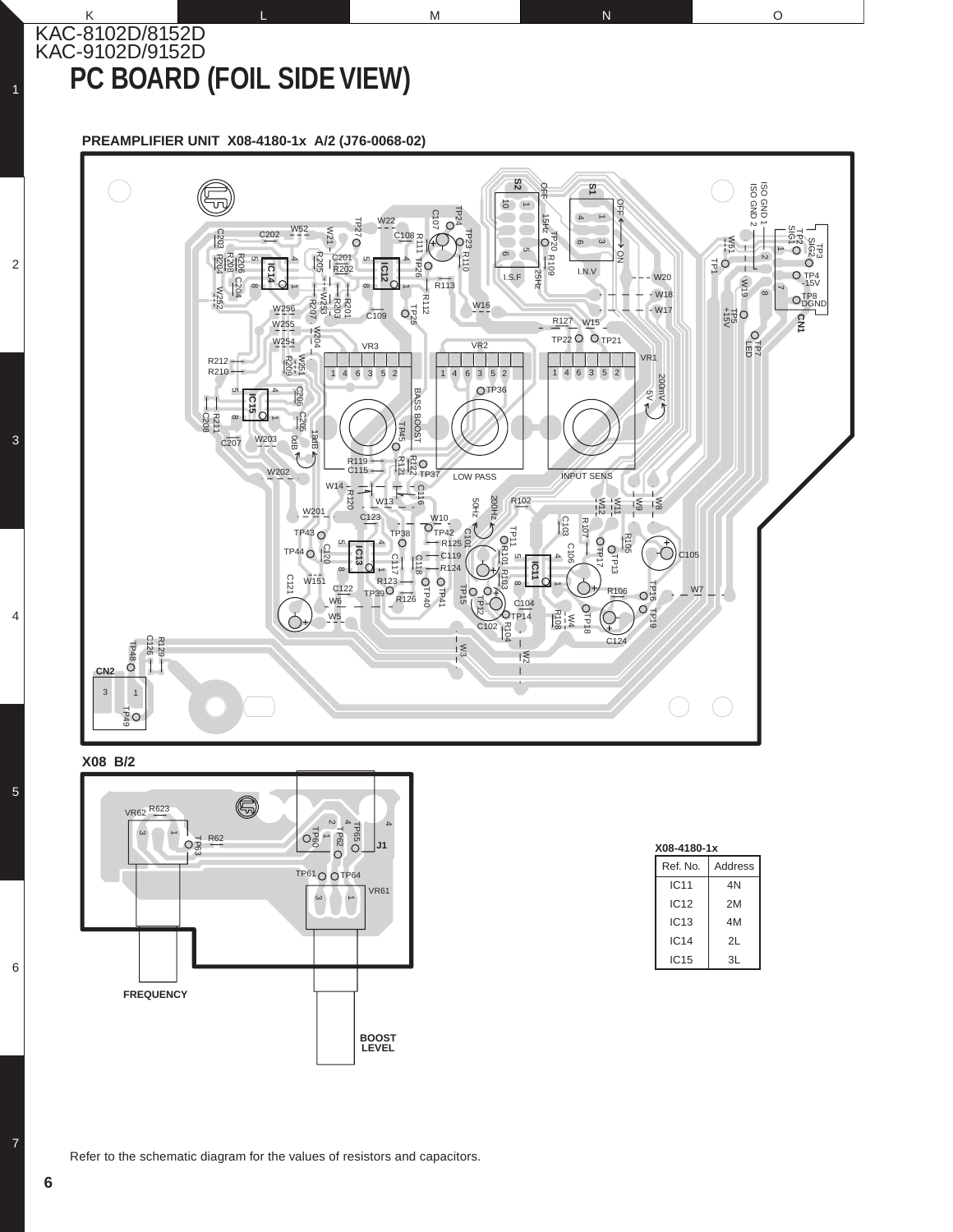KAC-8102D/8152D
KAC-9102D/9152D

# PC BOARD (FOIL SIDE VIEW)

**PREAMPLIFIER UNIT X08-4180-1x A/2 (J76-0068-02)**

**X08 B/2**

**X08-4180-1x**

| Ref. No. | Address |
|---|---|
| IC11 | 4N |
| IC12 | 2M |
| IC13 | 4M |
| IC14 | 2L |
| IC15 | 3L |

Refer to the schematic diagram for the values of resistors and capacitors.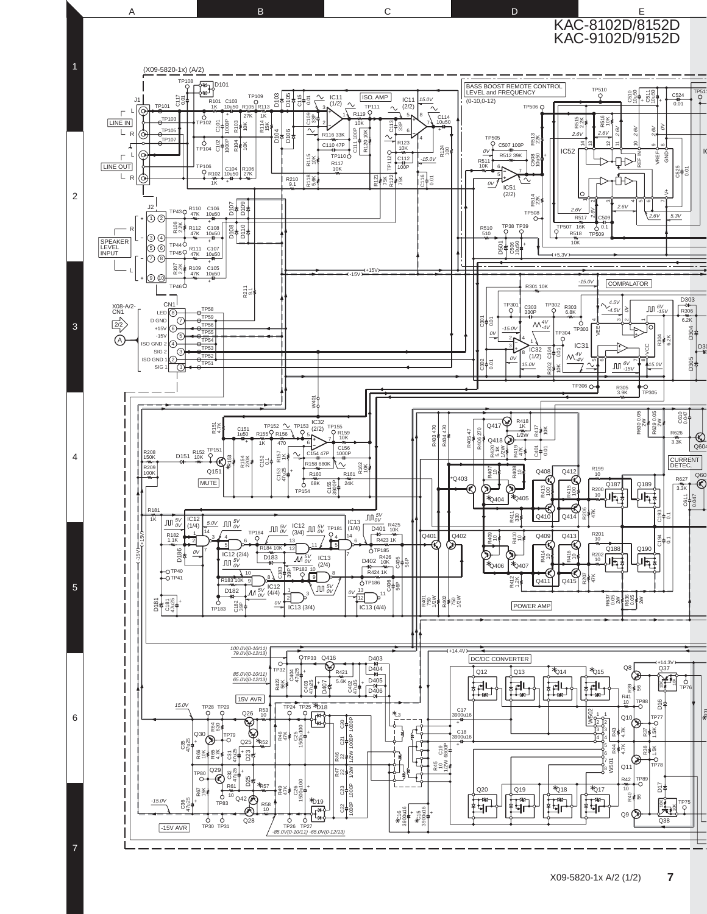# KAC-8102D/8152D
# KAC-9102D/9152D

(X09-5820-1x) (A/2)

LINE IN

LINE OUT

SPEAKER LEVEL INPUT

ISO. AMP

BASS BOOST REMOTE CONTROL LEVEL and FREQUENCY (0-10,0-12)

COMPALATOR

MUTE

CURRENT DETEC.

POWER AMP

15V AVR

-15V AVR

DC/DC CONVERTER

100.0V(0-10/11) 79.0V(0-12/13)

85.0V(0-10/11) 65.0V(0-12/13)

-85.0V(0-10/11) -65.0V(0-12/13)

X09-5820-1x A/2 (1/2)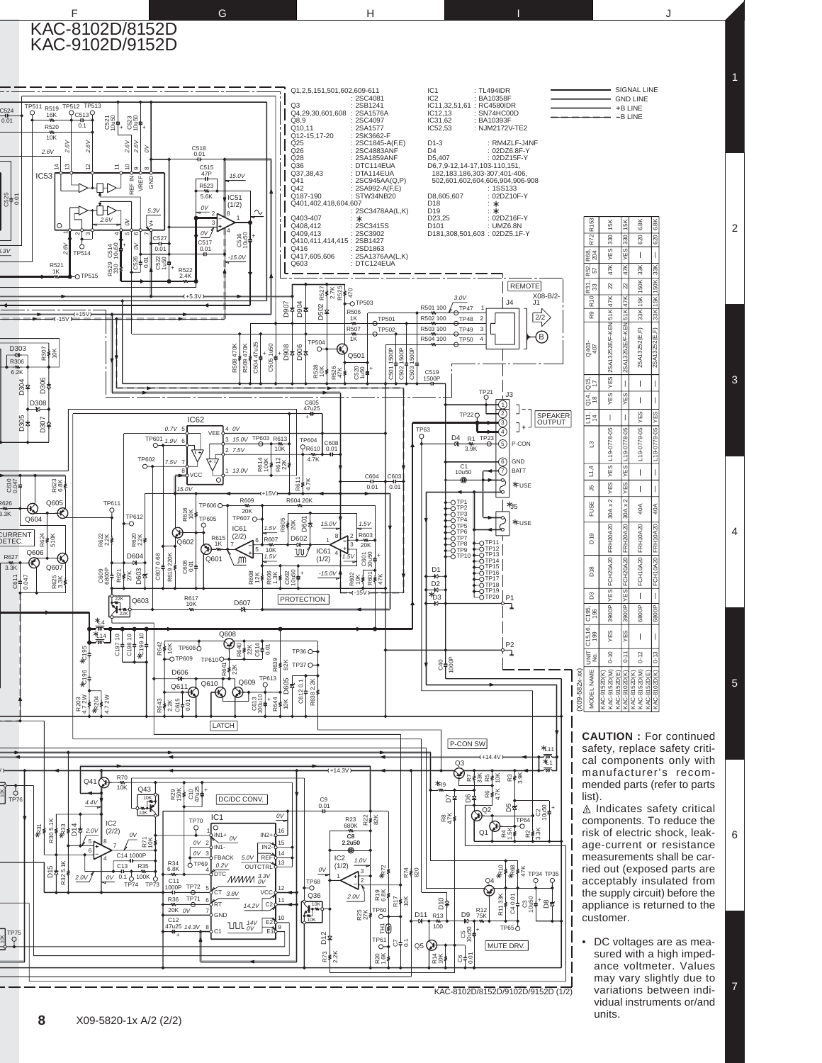# KAC-8102D/8152D
# KAC-9102D/9152D

| Ref. | Part |
|---|---|
| Q1,2,5,151,501,602,609-611 | 2SC4081 |
| Q3 | 2SB1241 |
| Q4,29,30,601,608 | 2SA1576A |
| Q8,9 | 2SC4097 |
| Q10,11 | 2SA1577 |
| Q12-15,17-20 | 2SK3662-F |
| Q25 | 2SC1845-A(F,E) |
| Q26 | 2SC4883ANF |
| Q28 | 2SA1859ANF |
| Q36 | DTC114EUA |
| Q37,38,43 | DTA114EUA |
| Q41 | 2SC945AA(Q,P) |
| Q42 | 2SA992-A(F,E) |
| Q187-190 | STW34NB20 |
| Q401,402,418,604,607 | 2SC3478AA(L,K) |
| Q403-407 | * |
| Q408,412 | 2SC3415S |
| Q409,413 | 2SC3902 |
| Q410,411,414,415 | 2SB1427 |
| Q416 | 2SD1863 |
| Q417,605,606 | 2SA1376AA(L,K) |
| Q603 | DTC124EUA |

| Ref. | Part |
|---|---|
| IC1 | TL494IDR |
| IC2 | BA10358F |
| IC11,32,51,61 | RC4580IDR |
| IC12,13 | SN74HC00D |
| IC31,62 | BA10393F |
| IC52,53 | NJM2172V-TE2 |
| D1-3 | RM4ZLF-J4NF |
| D4 | 02DZ6.8F-Y |
| D5,407 | 02DZ15F-Y |
| D6,7,9-12,14-17,103-110,151, 182,183,186,303-307,401-406, 502,601,602,604,606,904,906-908 | 1SS133 |
| D8,605,607 | 02DZ10F-Y |
| D18 | * |
| D19 | * |
| D23,25 | 02DZ16F-Y |
| D101 | UMZ6.8N |
| D181,308,501,603 | 02DZ5.1F-Y |

SIGNAL LINE
GND LINE
+B LINE
−B LINE

REMOTE
SPEAKER OUTPUT
PROTECTION
LATCH
CURRENT DETEC.
DC/DC CONV.
P-CON SW
MUTE DRV.

(X09-582x-xx)

| MODEL NAME | UNIT No. | C15,16,198 | C195,196 | D3 | D18 | D19 | FUSE | J5 | L1,4 | L3 | L11,14 | Q14,18 | Q15,17 | Q403-407 | R9 | R10 | R31,33 | R52,57 | R68,204 | R72 | R153 |
|---|---|---|---|---|---|---|---|---|---|---|---|---|---|---|---|---|---|---|---|---|---|
| KAC-9152D(K) KAC-9152D(M) KAC-9152D(E) | 0-10 | YES | 3900P | YES | FCH20A20 | FRH20A20 | 30A x 2 | YES | YES | L19-0778-05 | — | YES | YES | 2SA1352E(F,-K)EN | 51K | 47K | 22 | 47K | YES | 330 | 15K |
| KAC-9102D(K) | 0-11 | YES | 3900P | YES | FCH20A20 | FRH20A20 | 30A x 2 | YES | YES | L19-0778-05 | — | YES | — | 2SA1352E(F,-K)EN | 51K | 47K | 22 | 47K | YES | 330 | 15K |
| KAC-8152D(K) KAC-8152D(M) KAC-8152D(E) | 0-12 | — | 6800P | — | FCH10A20 | FRH10A20 | 40A | — | YES | L19-0779-05 | YES | — | — | 2SA1352E(F,J) | 33K | 15K | 150K | 33K | — | 620 | 6.8K |
| KAC-8102D(K) | 0-13 | — | 6800P | — | FCH10A20 | FRH10A20 | 40A | — | YES | L19-0779-05 | YES | — | — | 2SA1352E(F,J) | 33K | 15K | 150K | 33K | — | 620 | 6.8K |

**CAUTION :** For continued safety, replace safety critical components only with manufacturer's recommended parts (refer to parts list).

⚠ Indicates safety critical components. To reduce the risk of electric shock, leakage-current or resistance measurements shall be carried out (exposed parts are acceptably insulated from the supply circuit) before the appliance is returned to the customer.

- DC voltages are as measured with a high impedance voltmeter. Values may vary slightly due to variations between individual instruments or/and units.

KAC-8102D/8152D/9102D/9152D (1/2)

X09-5820-1x A/2 (2/2)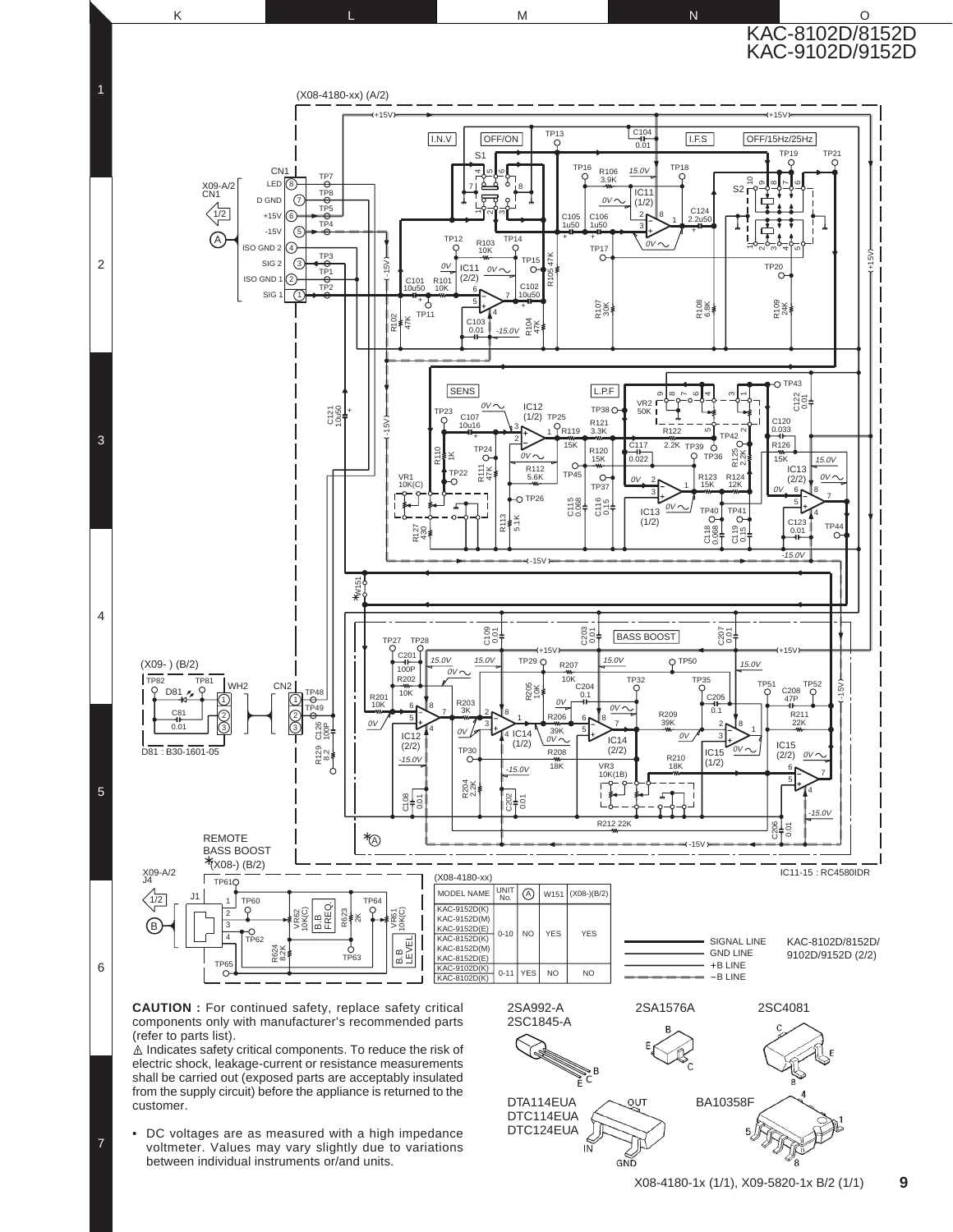KAC-8102D/8152D
KAC-9102D/9152D

(X08-4180-xx) (A/2)

IC11-15 : RC4580IDR

(X08-4180-xx)

| MODEL NAME | UNIT No. | (A) | W151 | (X08-)(B/2) |
|---|---|---|---|---|
| KAC-9152D(K) KAC-9152D(M) KAC-9152D(E) KAC-8152D(K) KAC-8152D(M) KAC-8152D(E) | 0-10 | NO | YES | YES |
| KAC-9102D(K) KAC-8102D(K) | 0-11 | YES | NO | NO |

SIGNAL LINE
GND LINE
+B LINE
−B LINE

KAC-8102D/8152D/9102D/9152D (2/2)

**CAUTION :** For continued safety, replace safety critical components only with manufacturer's recommended parts (refer to parts list).

⚠ Indicates safety critical components. To reduce the risk of electric shock, leakage-current or resistance measurements shall be carried out (exposed parts are acceptably insulated from the supply circuit) before the appliance is returned to the customer.

- DC voltages are as measured with a high impedance voltmeter. Values may vary slightly due to variations between individual instruments or/and units.

2SA992-A
2SC1845-A

2SA1576A

2SC4081

DTA114EUA
DTC114EUA
DTC124EUA

BA10358F

X08-4180-1x (1/1), X09-5820-1x B/2 (1/1)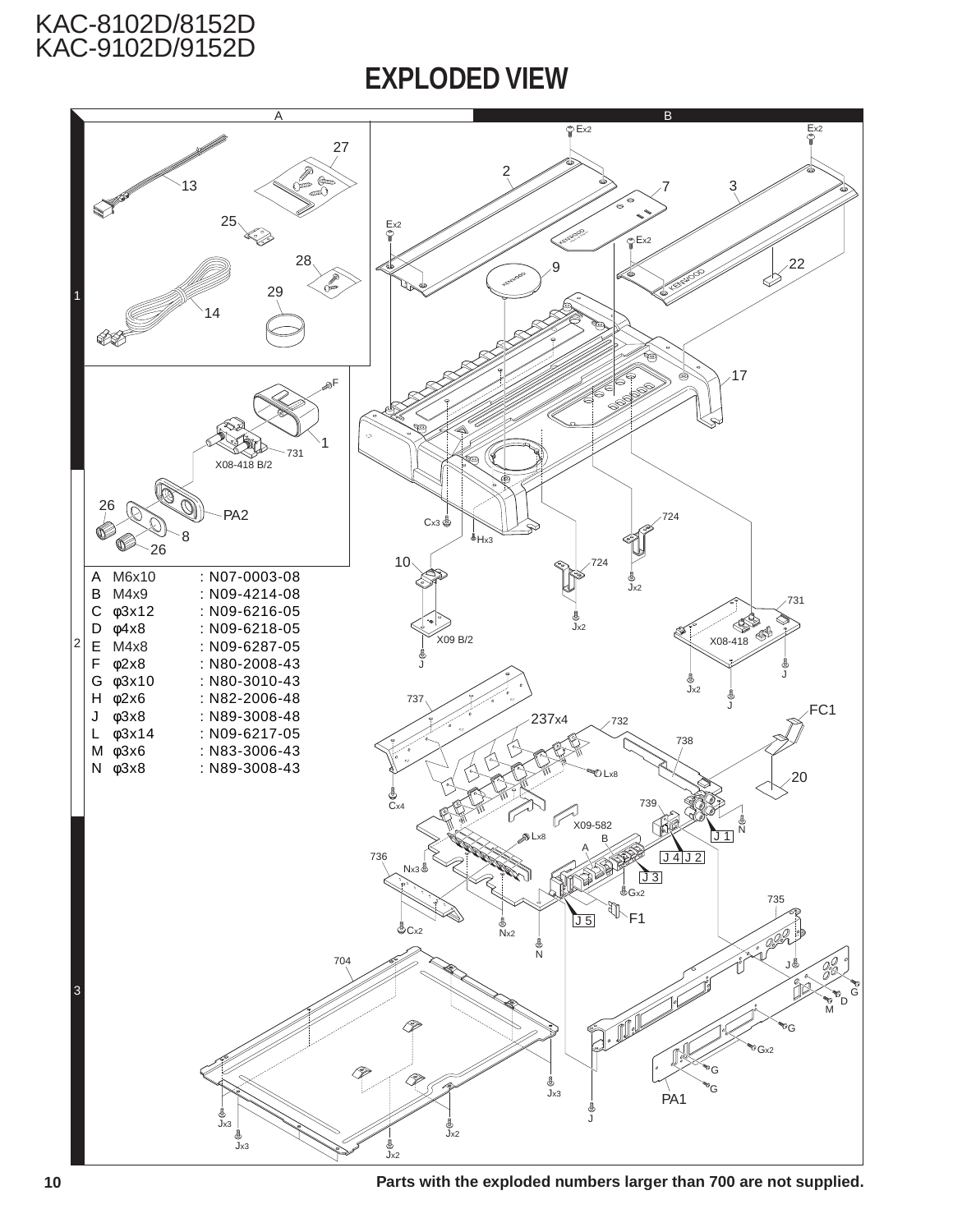## EXPLODED VIEW

| | | |
|---|---|---|
| A | M6x10 | : N07-0003-08 |
| B | M4x9 | : N09-4214-08 |
| C | φ3x12 | : N09-6216-05 |
| D | φ4x8 | : N09-6218-05 |
| E | M4x8 | : N09-6287-05 |
| F | φ2x8 | : N80-2008-43 |
| G | φ3x10 | : N80-3010-43 |
| H | φ2x6 | : N82-2006-48 |
| J | φ3x8 | : N89-3008-48 |
| L | φ3x14 | : N09-6217-05 |
| M | φ3x6 | : N83-3006-43 |
| N | φ3x8 | : N89-3008-43 |

**Parts with the exploded numbers larger than 700 are not supplied.**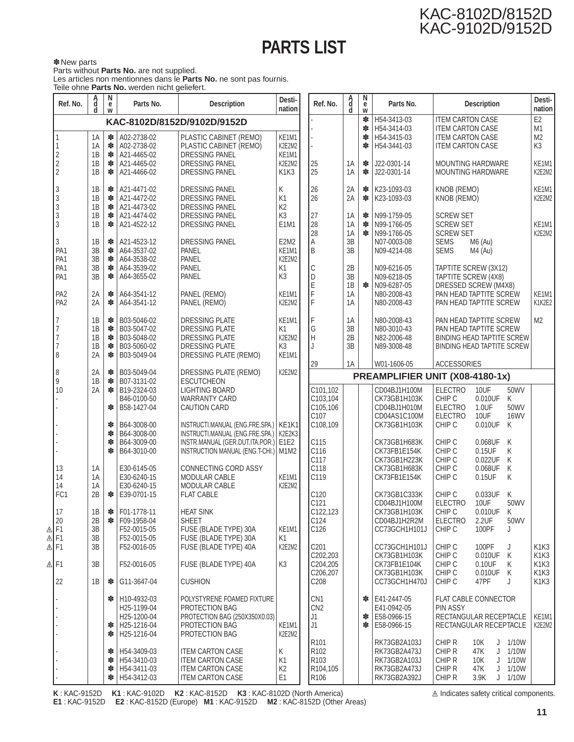# PARTS LIST

✽ New parts
Parts without **Parts No.** are not supplied.
Les articles non mentionnes dans le **Parts No.** ne sont pas fournis.
Teile ohne **Parts No.** werden nicht geliefert.

| Ref. No. | Add | New | Parts No. | Description | Desti-nation |
|---|---|---|---|---|---|
| **KAC-8102D/8152D/9102D/9152D** | | | | | |
| 1 | 1A | ✽ | A02-2738-02 | PLASTIC CABINET (REMO) | KE1M1 |
| 1 | 1A | ✽ | A02-2738-02 | PLASTIC CABINET (REMO) | K2E2M2 |
| 2 | 1B | ✽ | A21-4465-02 | DRESSING PANEL | KE1M1 |
| 2 | 1B | ✽ | A21-4465-02 | DRESSING PANEL | K2E2M2 |
| 2 | 1B | ✽ | A21-4466-02 | DRESSING PANEL | K1K3 |
| 3 | 1B | ✽ | A21-4471-02 | DRESSING PANEL | K |
| 3 | 1B | ✽ | A21-4472-02 | DRESSING PANEL | K1 |
| 3 | 1B | ✽ | A21-4473-02 | DRESSING PANEL | K2 |
| 3 | 1B | ✽ | A21-4474-02 | DRESSING PANEL | K3 |
| 3 | 1B | ✽ | A21-4522-12 | DRESSING PANEL | E1M1 |
| 3 | 1B | ✽ | A21-4523-12 | DRESSING PANEL | E2M2 |
| PA1 | 3B | ✽ | A64-3537-02 | PANEL | KE1M1 |
| PA1 | 3B | ✽ | A64-3538-02 | PANEL | K2E2M2 |
| PA1 | 3B | ✽ | A64-3539-02 | PANEL | K1 |
| PA1 | 3B | ✽ | A64-3655-02 | PANEL | K3 |
| PA2 | 2A | ✽ | A64-3541-12 | PANEL (REMO) | KE1M1 |
| PA2 | 2A | ✽ | A64-3541-12 | PANEL (REMO) | K2E2M2 |
| 7 | 1B | ✽ | B03-5046-02 | DRESSING PLATE | KE1M1 |
| 7 | 1B | ✽ | B03-5047-02 | DRESSING PLATE | K1 |
| 7 | 1B | ✽ | B03-5048-02 | DRESSING PLATE | K2E2M2 |
| 7 | 1B | ✽ | B03-5060-02 | DRESSING PLATE | K3 |
| 8 | 2A | ✽ | B03-5049-04 | DRESSING PLATE (REMO) | KE1M1 |
| 8 | 2A | ✽ | B03-5049-04 | DRESSING PLATE (REMO) | K2E2M2 |
| 9 | 1B | ✽ | B07-3131-02 | ESCUTCHEON | |
| 10 | 2A | ✽ | B19-2324-03 | LIGHTING BOARD | |
| - | | | B46-0100-50 | WARRANTY CARD | |
| - | | ✽ | B58-1427-04 | CAUTION CARD | |
| - | | ✽ | B64-3008-00 | INSTRUCTI.MANUAL (ENG.FRE.SPA.) | KE1K1 |
| - | | ✽ | B64-3008-00 | INSTRUCTI.MANUAL (ENG.FRE.SPA.) | K2E2K3 |
| - | | ✽ | B64-3009-00 | INSTR.MANUAL (GER.DUT.ITA.POR.) | E1E2 |
| - | | ✽ | B64-3010-00 | INSTRUCTION MANUAL (ENG.T-CHI.) | M1M2 |
| 13 | 1A | | E30-6145-05 | CONNECTING CORD ASSY | |
| 14 | 1A | | E30-6240-15 | MODULAR CABLE | KE1M1 |
| 14 | 1A | | E30-6240-15 | MODULAR CABLE | K2E2M2 |
| FC1 | 2B | ✽ | E39-0701-15 | FLAT CABLE | |
| 17 | 1B | ✽ | F01-1778-11 | HEAT SINK | |
| 20 | 2B | ✽ | F09-1958-04 | SHEET | |
| ⚠ F1 | 3B | | F52-0015-05 | FUSE (BLADE TYPE) 30A | KE1M1 |
| ⚠ F1 | 3B | | F52-0015-05 | FUSE (BLADE TYPE) 30A | K1 |
| ⚠ F1 | 3B | | F52-0016-05 | FUSE (BLADE TYPE) 40A | K2E2M2 |
| ⚠ F1 | 3B | | F52-0016-05 | FUSE (BLADE TYPE) 40A | K3 |
| 22 | 1B | ✽ | G11-3647-04 | CUSHION | |
| - | | ✽ | H10-4932-03 | POLYSTYRENE FOAMED FIXTURE | |
| - | | | H25-1199-04 | PROTECTION BAG | |
| - | | | H25-1200-04 | PROTECTION BAG (250X350X0.03) | |
| - | | ✽ | H25-1216-04 | PROTECTION BAG | KE1M1 |
| - | | ✽ | H25-1216-04 | PROTECTION BAG | K2E2M2 |
| - | | ✽ | H54-3409-03 | ITEM CARTON CASE | K |
| - | | ✽ | H54-3410-03 | ITEM CARTON CASE | K1 |
| - | | ✽ | H54-3411-03 | ITEM CARTON CASE | K2 |
| - | | ✽ | H54-3412-03 | ITEM CARTON CASE | E1 |
| - | | ✽ | H54-3413-03 | ITEM CARTON CASE | E2 |
| - | | ✽ | H54-3414-03 | ITEM CARTON CASE | M1 |
| - | | ✽ | H54-3415-03 | ITEM CARTON CASE | M2 |
| - | | ✽ | H54-3441-03 | ITEM CARTON CASE | K3 |
| 25 | 1A | ✽ | J22-0301-14 | MOUNTING HARDWARE | KE1M1 |
| 25 | 1A | ✽ | J22-0301-14 | MOUNTING HARDWARE | K2E2M2 |
| 26 | 2A | ✽ | K23-1093-03 | KNOB (REMO) | KE1M1 |
| 26 | 2A | ✽ | K23-1093-03 | KNOB (REMO) | K2E2M2 |
| 27 | 1A | ✽ | N99-1759-05 | SCREW SET | |
| 28 | 1A | ✽ | N99-1766-05 | SCREW SET | KE1M1 |
| 28 | 1A | ✽ | N99-1766-05 | SCREW SET | K2E2M2 |
| A | 3B | | N07-0003-08 | SEMS M6 (Au) | |
| B | 3B | | N09-4214-08 | SEMS M4 (Au) | |
| C | 2B | | N09-6216-05 | TAPTITE SCREW (3X12) | |
| D | 3B | | N09-6218-05 | TAPTITE SCREW (4X8) | |
| E | 1B | ✽ | N09-6287-05 | DRESSED SCREW (M4X8) | |
| F | 1A | | N80-2008-43 | PAN HEAD TAPTITE SCREW | KE1M1 |
| F | 1A | | N80-2008-43 | PAN HEAD TAPTITE SCREW | K1K2E2 |
| F | 1A | | N80-2008-43 | PAN HEAD TAPTITE SCREW | M2 |
| G | 3B | | N80-3010-43 | PAN HEAD TAPTITE SCREW | |
| H | 2B | | N82-2006-48 | BINDING HEAD TAPTITE SCREW | |
| J | 3B | | N89-3008-48 | BINDING HEAD TAPTITE SCREW | |
| 29 | 1A | | W01-1606-05 | ACCESSORIES | |
| **PREAMPLIFIER UNIT (X08-4180-1x)** | | | | | |
| C101,102 | | | CD04BJ1H100M | ELECTRO 10UF 50WV | |
| C103,104 | | | CK73GB1H103K | CHIP C 0.010UF K | |
| C105,106 | | | CD04BJ1H010M | ELECTRO 1.0UF 50WV | |
| C107 | | | CD04AS1C100M | ELECTRO 10UF 16WV | |
| C108,109 | | | CK73GB1H103K | CHIP C 0.010UF K | |
| C115 | | | CK73GB1H683K | CHIP C 0.068UF K | |
| C116 | | | CK73FB1E154K | CHIP C 0.15UF K | |
| C117 | | | CK73GB1H223K | CHIP C 0.022UF K | |
| C118 | | | CK73GB1H683K | CHIP C 0.068UF K | |
| C119 | | | CK73FB1E154K | CHIP C 0.15UF K | |
| C120 | | | CK73GB1C333K | CHIP C 0.033UF K | |
| C121 | | | CD04BJ1H100M | ELECTRO 10UF 50WV | |
| C122,123 | | | CK73GB1H103K | CHIP C 0.010UF K | |
| C124 | | | CD04BJ1H2R2M | ELECTRO 2.2UF 50WV | |
| C126 | | | CC73GCH1H101J | CHIP C 100PF J | |
| C201 | | | CC73GCH1H101J | CHIP C 100PF J | K1K3 |
| C202,203 | | | CK73GB1H103K | CHIP C 0.010UF K | K1K3 |
| C204,205 | | | CK73FB1E104K | CHIP C 0.10UF K | K1K3 |
| C206,207 | | | CK73GB1H103K | CHIP C 0.010UF K | K1K3 |
| C208 | | | CC73GCH1H470J | CHIP C 47PF J | K1K3 |
| CN1 | | ✽ | E41-2447-05 | FLAT CABLE CONNECTOR | |
| CN2 | | | E41-0942-05 | PIN ASSY | |
| J1 | | ✽ | E58-0966-15 | RECTANGULAR RECEPTACLE | KE1M1 |
| J1 | | ✽ | E58-0966-15 | RECTANGULAR RECEPTACLE | K2E2M2 |
| R101 | | | RK73GB2A103J | CHIP R 10K J 1/10W | |
| R102 | | | RK73GB2A473J | CHIP R 47K J 1/10W | |
| R103 | | | RK73GB2A103J | CHIP R 10K J 1/10W | |
| R104,105 | | | RK73GB2A473J | CHIP R 47K J 1/10W | |
| R106 | | | RK73GB2A392J | CHIP R 3.9K J 1/10W | |

**K** : KAC-9152D **K1** : KAC-9102D **K2** : KAC-8152D **K3** : KAC-8102D (North America)
**E1** : KAC-9152D **E2** : KAC-8152D (Europe) **M1** : KAC-9152D **M2** : KAC-8152D (Other Areas)

⚠ Indicates safety critical components.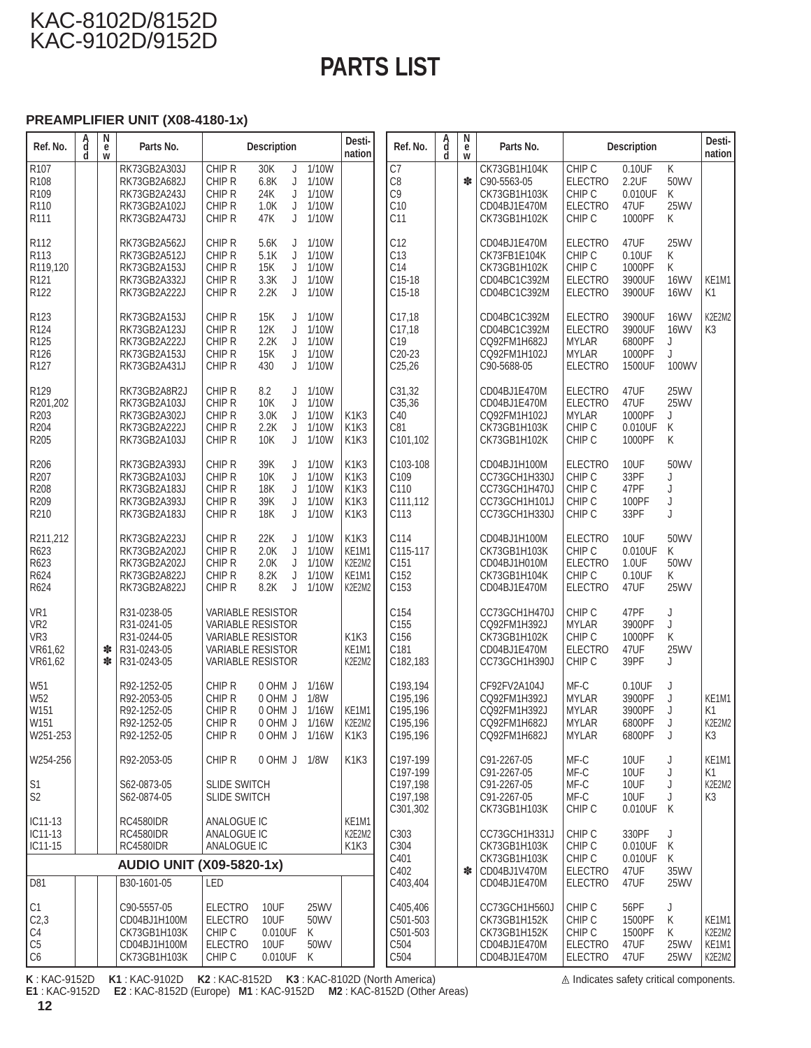# PARTS LIST

## PREAMPLIFIER UNIT (X08-4180-1x)

| Ref. No. | Add | New | Parts No. | Description | | | | Desti-nation |
|---|---|---|---|---|---|---|---|---|
| R107 | | | RK73GB2A303J | CHIP R | 30K | J | 1/10W | |
| R108 | | | RK73GB2A682J | CHIP R | 6.8K | J | 1/10W | |
| R109 | | | RK73GB2A243J | CHIP R | 24K | J | 1/10W | |
| R110 | | | RK73GB2A102J | CHIP R | 1.0K | J | 1/10W | |
| R111 | | | RK73GB2A473J | CHIP R | 47K | J | 1/10W | |
| R112 | | | RK73GB2A562J | CHIP R | 5.6K | J | 1/10W | |
| R113 | | | RK73GB2A512J | CHIP R | 5.1K | J | 1/10W | |
| R119,120 | | | RK73GB2A153J | CHIP R | 15K | J | 1/10W | |
| R121 | | | RK73GB2A332J | CHIP R | 3.3K | J | 1/10W | |
| R122 | | | RK73GB2A222J | CHIP R | 2.2K | J | 1/10W | |
| R123 | | | RK73GB2A153J | CHIP R | 15K | J | 1/10W | |
| R124 | | | RK73GB2A123J | CHIP R | 12K | J | 1/10W | |
| R125 | | | RK73GB2A222J | CHIP R | 2.2K | J | 1/10W | |
| R126 | | | RK73GB2A153J | CHIP R | 15K | J | 1/10W | |
| R127 | | | RK73GB2A431J | CHIP R | 430 | J | 1/10W | |
| R129 | | | RK73GB2A8R2J | CHIP R | 8.2 | J | 1/10W | |
| R201,202 | | | RK73GB2A103J | CHIP R | 10K | J | 1/10W | |
| R203 | | | RK73GB2A302J | CHIP R | 3.0K | J | 1/10W | K1K3 |
| R204 | | | RK73GB2A222J | CHIP R | 2.2K | J | 1/10W | K1K3 |
| R205 | | | RK73GB2A103J | CHIP R | 10K | J | 1/10W | K1K3 |
| R206 | | | RK73GB2A393J | CHIP R | 39K | J | 1/10W | K1K3 |
| R207 | | | RK73GB2A103J | CHIP R | 10K | J | 1/10W | K1K3 |
| R208 | | | RK73GB2A183J | CHIP R | 18K | J | 1/10W | K1K3 |
| R209 | | | RK73GB2A393J | CHIP R | 39K | J | 1/10W | K1K3 |
| R210 | | | RK73GB2A183J | CHIP R | 18K | J | 1/10W | K1K3 |
| R211,212 | | | RK73GB2A223J | CHIP R | 22K | J | 1/10W | K1K3 |
| R623 | | | RK73GB2A202J | CHIP R | 2.0K | J | 1/10W | KE1M1 |
| R623 | | | RK73GB2A202J | CHIP R | 2.0K | J | 1/10W | K2E2M2 |
| R624 | | | RK73GB2A822J | CHIP R | 8.2K | J | 1/10W | KE1M1 |
| R624 | | | RK73GB2A822J | CHIP R | 8.2K | J | 1/10W | K2E2M2 |
| VR1 | | | R31-0238-05 | VARIABLE RESISTOR | | | | |
| VR2 | | | R31-0241-05 | VARIABLE RESISTOR | | | | |
| VR3 | | | R31-0244-05 | VARIABLE RESISTOR | | | | K1K3 |
| VR61,62 | | ✽ | R31-0243-05 | VARIABLE RESISTOR | | | | KE1M1 |
| VR61,62 | | ✽ | R31-0243-05 | VARIABLE RESISTOR | | | | K2E2M2 |
| W51 | | | R92-1252-05 | CHIP R | 0 OHM | J | 1/16W | |
| W52 | | | R92-2053-05 | CHIP R | 0 OHM | J | 1/8W | |
| W151 | | | R92-1252-05 | CHIP R | 0 OHM | J | 1/16W | KE1M1 |
| W151 | | | R92-1252-05 | CHIP R | 0 OHM | J | 1/16W | K2E2M2 |
| W251-253 | | | R92-1252-05 | CHIP R | 0 OHM | J | 1/16W | K1K3 |
| W254-256 | | | R92-2053-05 | CHIP R | 0 OHM | J | 1/8W | K1K3 |
| S1 | | | S62-0873-05 | SLIDE SWITCH | | | | |
| S2 | | | S62-0874-05 | SLIDE SWITCH | | | | |
| IC11-13 | | | RC4580IDR | ANALOGUE IC | | | | KE1M1 |
| IC11-13 | | | RC4580IDR | ANALOGUE IC | | | | K2E2M2 |
| IC11-15 | | | RC4580IDR | ANALOGUE IC | | | | K1K3 |

## AUDIO UNIT (X09-5820-1x)

| Ref. No. | Add | New | Parts No. | Description | | | Desti-nation |
|---|---|---|---|---|---|---|---|
| D81 | | | B30-1601-05 | LED | | | |
| C1 | | | C90-5557-05 | ELECTRO | 10UF | 25WV | |
| C2,3 | | | CD04BJ1H100M | ELECTRO | 10UF | 50WV | |
| C4 | | | CK73GB1H103K | CHIP C | 0.010UF | K | |
| C5 | | | CD04BJ1H100M | ELECTRO | 10UF | 50WV | |
| C6 | | | CK73GB1H103K | CHIP C | 0.010UF | K | |
| C7 | | | CK73GB1H104K | CHIP C | 0.10UF | K | |
| C8 | | ✽ | C90-5563-05 | ELECTRO | 2.2UF | 50WV | |
| C9 | | | CK73GB1H103K | CHIP C | 0.010UF | K | |
| C10 | | | CD04BJ1E470M | ELECTRO | 47UF | 25WV | |
| C11 | | | CK73GB1H102K | CHIP C | 1000PF | K | |
| C12 | | | CD04BJ1E470M | ELECTRO | 47UF | 25WV | |
| C13 | | | CK73FB1E104K | CHIP C | 0.10UF | K | |
| C14 | | | CK73GB1H102K | CHIP C | 1000PF | K | |
| C15-18 | | | CD04BC1C392M | ELECTRO | 3900UF | 16WV | KE1M1 |
| C15-18 | | | CD04BC1C392M | ELECTRO | 3900UF | 16WV | K1 |
| C17,18 | | | CD04BC1C392M | ELECTRO | 3900UF | 16WV | K2E2M2 |
| C17,18 | | | CD04BC1C392M | ELECTRO | 3900UF | 16WV | K3 |
| C19 | | | CQ92FM1H682J | MYLAR | 6800PF | J | |
| C20-23 | | | CQ92FM1H102J | MYLAR | 1000PF | J | |
| C25,26 | | | C90-5688-05 | ELECTRO | 1500UF | 100WV | |
| C31,32 | | | CD04BJ1E470M | ELECTRO | 47UF | 25WV | |
| C35,36 | | | CD04BJ1E470M | ELECTRO | 47UF | 25WV | |
| C40 | | | CQ92FM1H102J | MYLAR | 1000PF | J | |
| C81 | | | CK73GB1H103K | CHIP C | 0.010UF | K | |
| C101,102 | | | CK73GB1H102K | CHIP C | 1000PF | K | |
| C103-108 | | | CD04BJ1H100M | ELECTRO | 10UF | 50WV | |
| C109 | | | CC73GCH1H330J | CHIP C | 33PF | J | |
| C110 | | | CC73GCH1H470J | CHIP C | 47PF | J | |
| C111,112 | | | CC73GCH1H101J | CHIP C | 100PF | J | |
| C113 | | | CC73GCH1H330J | CHIP C | 33PF | J | |
| C114 | | | CD04BJ1H100M | ELECTRO | 10UF | 50WV | |
| C115-117 | | | CK73GB1H103K | CHIP C | 0.010UF | K | |
| C151 | | | CD04BJ1H010M | ELECTRO | 1.0UF | 50WV | |
| C152 | | | CK73GB1H104K | CHIP C | 0.10UF | K | |
| C153 | | | CD04BJ1E470M | ELECTRO | 47UF | 25WV | |
| C154 | | | CC73GCH1H470J | CHIP C | 47PF | J | |
| C155 | | | CQ92FM1H392J | MYLAR | 3900PF | J | |
| C156 | | | CK73GB1H102K | CHIP C | 1000PF | K | |
| C181 | | | CD04BJ1E470M | ELECTRO | 47UF | 25WV | |
| C182,183 | | | CC73GCH1H390J | CHIP C | 39PF | J | |
| C193,194 | | | CF92FV2A104J | MF-C | 0.10UF | J | |
| C195,196 | | | CQ92FM1H392J | MYLAR | 3900PF | J | KE1M1 |
| C195,196 | | | CQ92FM1H392J | MYLAR | 3900PF | J | K1 |
| C195,196 | | | CQ92FM1H682J | MYLAR | 6800PF | J | K2E2M2 |
| C195,196 | | | CQ92FM1H682J | MYLAR | 6800PF | J | K3 |
| C197-199 | | | C91-2267-05 | MF-C | 10UF | J | KE1M1 |
| C197-199 | | | C91-2267-05 | MF-C | 10UF | J | K1 |
| C197,198 | | | C91-2267-05 | MF-C | 10UF | J | K2E2M2 |
| C197,198 | | | C91-2267-05 | MF-C | 10UF | J | K3 |
| C301,302 | | | CK73GB1H103K | CHIP C | 0.010UF | K | |
| C303 | | | CC73GCH1H331J | CHIP C | 330PF | J | |
| C304 | | | CK73GB1H103K | CHIP C | 0.010UF | K | |
| C401 | | | CK73GB1H103K | CHIP C | 0.010UF | K | |
| C402 | | ✽ | CD04BJ1V470M | ELECTRO | 47UF | 35WV | |
| C403,404 | | | CD04BJ1E470M | ELECTRO | 47UF | 25WV | |
| C405,406 | | | CC73GCH1H560J | CHIP C | 56PF | J | |
| C501-503 | | | CK73GB1H152K | CHIP C | 1500PF | K | KE1M1 |
| C501-503 | | | CK73GB1H152K | CHIP C | 1500PF | K | K2E2M2 |
| C504 | | | CD04BJ1E470M | ELECTRO | 47UF | 25WV | KE1M1 |
| C504 | | | CD04BJ1E470M | ELECTRO | 47UF | 25WV | K2E2M2 |

**K** : KAC-9152D **K1** : KAC-9102D **K2** : KAC-8152D **K3** : KAC-8102D (North America)
**E1** : KAC-9152D **E2** : KAC-8152D (Europe) **M1** : KAC-9152D **M2** : KAC-8152D (Other Areas)

⚠ Indicates safety critical components.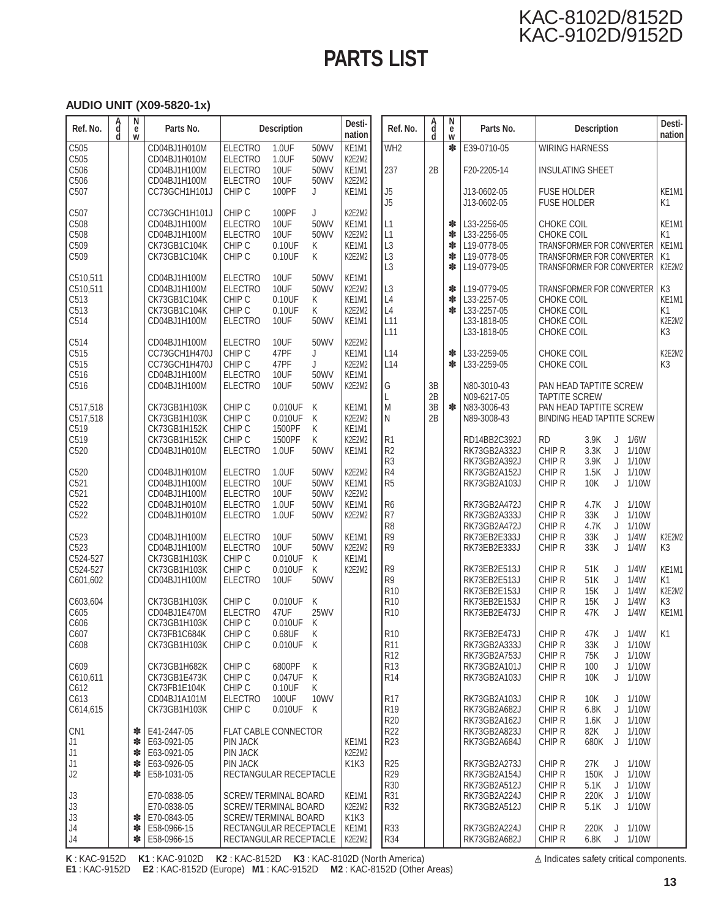# PARTS LIST

## AUDIO UNIT (X09-5820-1x)

| Ref. No. | Add | New | Parts No. | Description | Desti-nation |
|---|---|---|---|---|---|
| C505 | | | CD04BJ1H010M | ELECTRO 1.0UF 50WV | KE1M1 |
| C505 | | | CD04BJ1H010M | ELECTRO 1.0UF 50WV | K2E2M2 |
| C506 | | | CD04BJ1H100M | ELECTRO 10UF 50WV | KE1M1 |
| C506 | | | CD04BJ1H100M | ELECTRO 10UF 50WV | K2E2M2 |
| C507 | | | CC73GCH1H101J | CHIP C 100PF J | KE1M1 |
| C507 | | | CC73GCH1H101J | CHIP C 100PF J | K2E2M2 |
| C508 | | | CD04BJ1H100M | ELECTRO 10UF 50WV | KE1M1 |
| C508 | | | CD04BJ1H100M | ELECTRO 10UF 50WV | K2E2M2 |
| C509 | | | CK73GB1C104K | CHIP C 0.10UF K | KE1M1 |
| C509 | | | CK73GB1C104K | CHIP C 0.10UF K | K2E2M2 |
| C510,511 | | | CD04BJ1H100M | ELECTRO 10UF 50WV | KE1M1 |
| C510,511 | | | CD04BJ1H100M | ELECTRO 10UF 50WV | K2E2M2 |
| C513 | | | CK73GB1C104K | CHIP C 0.10UF K | KE1M1 |
| C513 | | | CK73GB1C104K | CHIP C 0.10UF K | K2E2M2 |
| C514 | | | CD04BJ1H100M | ELECTRO 10UF 50WV | KE1M1 |
| C514 | | | CD04BJ1H100M | ELECTRO 10UF 50WV | K2E2M2 |
| C515 | | | CC73GCH1H470J | CHIP C 47PF J | KE1M1 |
| C515 | | | CC73GCH1H470J | CHIP C 47PF J | K2E2M2 |
| C516 | | | CD04BJ1H100M | ELECTRO 10UF 50WV | KE1M1 |
| C516 | | | CD04BJ1H100M | ELECTRO 10UF 50WV | K2E2M2 |
| C517,518 | | | CK73GB1H103K | CHIP C 0.010UF K | KE1M1 |
| C517,518 | | | CK73GB1H103K | CHIP C 0.010UF K | K2E2M2 |
| C519 | | | CK73GB1H152K | CHIP C 1500PF K | KE1M1 |
| C519 | | | CK73GB1H152K | CHIP C 1500PF K | K2E2M2 |
| C520 | | | CD04BJ1H010M | ELECTRO 1.0UF 50WV | KE1M1 |
| C520 | | | CD04BJ1H010M | ELECTRO 1.0UF 50WV | K2E2M2 |
| C521 | | | CD04BJ1H100M | ELECTRO 10UF 50WV | KE1M1 |
| C521 | | | CD04BJ1H100M | ELECTRO 10UF 50WV | K2E2M2 |
| C522 | | | CD04BJ1H010M | ELECTRO 1.0UF 50WV | KE1M1 |
| C522 | | | CD04BJ1H010M | ELECTRO 1.0UF 50WV | K2E2M2 |
| C523 | | | CD04BJ1H100M | ELECTRO 10UF 50WV | KE1M1 |
| C523 | | | CD04BJ1H100M | ELECTRO 10UF 50WV | K2E2M2 |
| C524-527 | | | CK73GB1H103K | CHIP C 0.010UF K | KE1M1 |
| C524-527 | | | CK73GB1H103K | CHIP C 0.010UF K | K2E2M2 |
| C601,602 | | | CD04BJ1H100M | ELECTRO 10UF 50WV | |
| C603,604 | | | CK73GB1H103K | CHIP C 0.010UF K | |
| C605 | | | CD04BJ1E470M | ELECTRO 47UF 25WV | |
| C606 | | | CK73GB1H103K | CHIP C 0.010UF K | |
| C607 | | | CK73FB1C684K | CHIP C 0.68UF K | |
| C608 | | | CK73GB1H103K | CHIP C 0.010UF K | |
| C609 | | | CK73GB1H682K | CHIP C 6800PF K | |
| C610,611 | | | CK73GB1E473K | CHIP C 0.047UF K | |
| C612 | | | CK73FB1E104K | CHIP C 0.10UF K | |
| C613 | | | CD04BJ1A101M | ELECTRO 100UF 10WV | |
| C614,615 | | | CK73GB1H103K | CHIP C 0.010UF K | |
| CN1 | | ✽ | E41-2447-05 | FLAT CABLE CONNECTOR | |
| J1 | | ✽ | E63-0921-05 | PIN JACK | KE1M1 |
| J1 | | ✽ | E63-0921-05 | PIN JACK | K2E2M2 |
| J1 | | ✽ | E63-0926-05 | PIN JACK | K1K3 |
| J2 | | ✽ | E58-1031-05 | RECTANGULAR RECEPTACLE | |
| J3 | | | E70-0838-05 | SCREW TERMINAL BOARD | KE1M1 |
| J3 | | | E70-0838-05 | SCREW TERMINAL BOARD | K2E2M2 |
| J3 | | ✽ | E70-0843-05 | SCREW TERMINAL BOARD | K1K3 |
| J4 | | ✽ | E58-0966-15 | RECTANGULAR RECEPTACLE | KE1M1 |
| J4 | | ✽ | E58-0966-15 | RECTANGULAR RECEPTACLE | K2E2M2 |
| WH2 | | ✽ | E39-0710-05 | WIRING HARNESS | |
| 237 | 2B | | F20-2205-14 | INSULATING SHEET | |
| J5 | | | J13-0602-05 | FUSE HOLDER | KE1M1 |
| J5 | | | J13-0602-05 | FUSE HOLDER | K1 |
| L1 | | ✽ | L33-2256-05 | CHOKE COIL | KE1M1 |
| L1 | | ✽ | L33-2256-05 | CHOKE COIL | K1 |
| L3 | | ✽ | L19-0778-05 | TRANSFORMER FOR CONVERTER | KE1M1 |
| L3 | | ✽ | L19-0778-05 | TRANSFORMER FOR CONVERTER | K1 |
| L3 | | ✽ | L19-0779-05 | TRANSFORMER FOR CONVERTER | K2E2M2 |
| L3 | | ✽ | L19-0779-05 | TRANSFORMER FOR CONVERTER | K3 |
| L4 | | ✽ | L33-2257-05 | CHOKE COIL | KE1M1 |
| L4 | | ✽ | L33-2257-05 | CHOKE COIL | K1 |
| L11 | | | L33-1818-05 | CHOKE COIL | K2E2M2 |
| L11 | | | L33-1818-05 | CHOKE COIL | K3 |
| L14 | | ✽ | L33-2259-05 | CHOKE COIL | K2E2M2 |
| L14 | | ✽ | L33-2259-05 | CHOKE COIL | K3 |
| G | 3B | | N80-3010-43 | PAN HEAD TAPTITE SCREW | |
| L | 2B | | N09-6217-05 | TAPTITE SCREW | |
| M | 3B | ✽ | N83-3006-43 | PAN HEAD TAPTITE SCREW | |
| N | 2B | | N89-3008-43 | BINDING HEAD TAPTITE SCREW | |
| R1 | | | RD14BB2C392J | RD 3.9K J 1/6W | |
| R2 | | | RK73GB2A332J | CHIP R 3.3K J 1/10W | |
| R3 | | | RK73GB2A392J | CHIP R 3.9K J 1/10W | |
| R4 | | | RK73GB2A152J | CHIP R 1.5K J 1/10W | |
| R5 | | | RK73GB2A103J | CHIP R 10K J 1/10W | |
| R6 | | | RK73GB2A472J | CHIP R 4.7K J 1/10W | |
| R7 | | | RK73GB2A333J | CHIP R 33K J 1/10W | |
| R8 | | | RK73GB2A472J | CHIP R 4.7K J 1/10W | |
| R9 | | | RK73EB2E333J | CHIP R 33K J 1/4W | K2E2M2 |
| R9 | | | RK73EB2E333J | CHIP R 33K J 1/4W | K3 |
| R9 | | | RK73EB2E513J | CHIP R 51K J 1/4W | KE1M1 |
| R9 | | | RK73EB2E513J | CHIP R 51K J 1/4W | K1 |
| R10 | | | RK73EB2E153J | CHIP R 15K J 1/4W | K2E2M2 |
| R10 | | | RK73EB2E153J | CHIP R 15K J 1/4W | K3 |
| R10 | | | RK73EB2E473J | CHIP R 47K J 1/4W | KE1M1 |
| R10 | | | RK73EB2E473J | CHIP R 47K J 1/4W | K1 |
| R11 | | | RK73GB2A333J | CHIP R 33K J 1/10W | |
| R12 | | | RK73GB2A753J | CHIP R 75K J 1/10W | |
| R13 | | | RK73GB2A101J | CHIP R 100 J 1/10W | |
| R14 | | | RK73GB2A103J | CHIP R 10K J 1/10W | |
| R17 | | | RK73GB2A103J | CHIP R 10K J 1/10W | |
| R19 | | | RK73GB2A682J | CHIP R 6.8K J 1/10W | |
| R20 | | | RK73GB2A162J | CHIP R 1.6K J 1/10W | |
| R22 | | | RK73GB2A823J | CHIP R 82K J 1/10W | |
| R23 | | | RK73GB2A684J | CHIP R 680K J 1/10W | |
| R25 | | | RK73GB2A273J | CHIP R 27K J 1/10W | |
| R29 | | | RK73GB2A154J | CHIP R 150K J 1/10W | |
| R30 | | | RK73GB2A512J | CHIP R 5.1K J 1/10W | |
| R31 | | | RK73GB2A224J | CHIP R 220K J 1/10W | |
| R32 | | | RK73GB2A512J | CHIP R 5.1K J 1/10W | |
| R33 | | | RK73GB2A224J | CHIP R 220K J 1/10W | |
| R34 | | | RK73GB2A682J | CHIP R 6.8K J 1/10W | |

**K** : KAC-9152D **K1** : KAC-9102D **K2** : KAC-8152D **K3** : KAC-8102D (North America)
**E1** : KAC-9152D **E2** : KAC-8152D (Europe) **M1** : KAC-9152D **M2** : KAC-8152D (Other Areas)

⚠ Indicates safety critical components.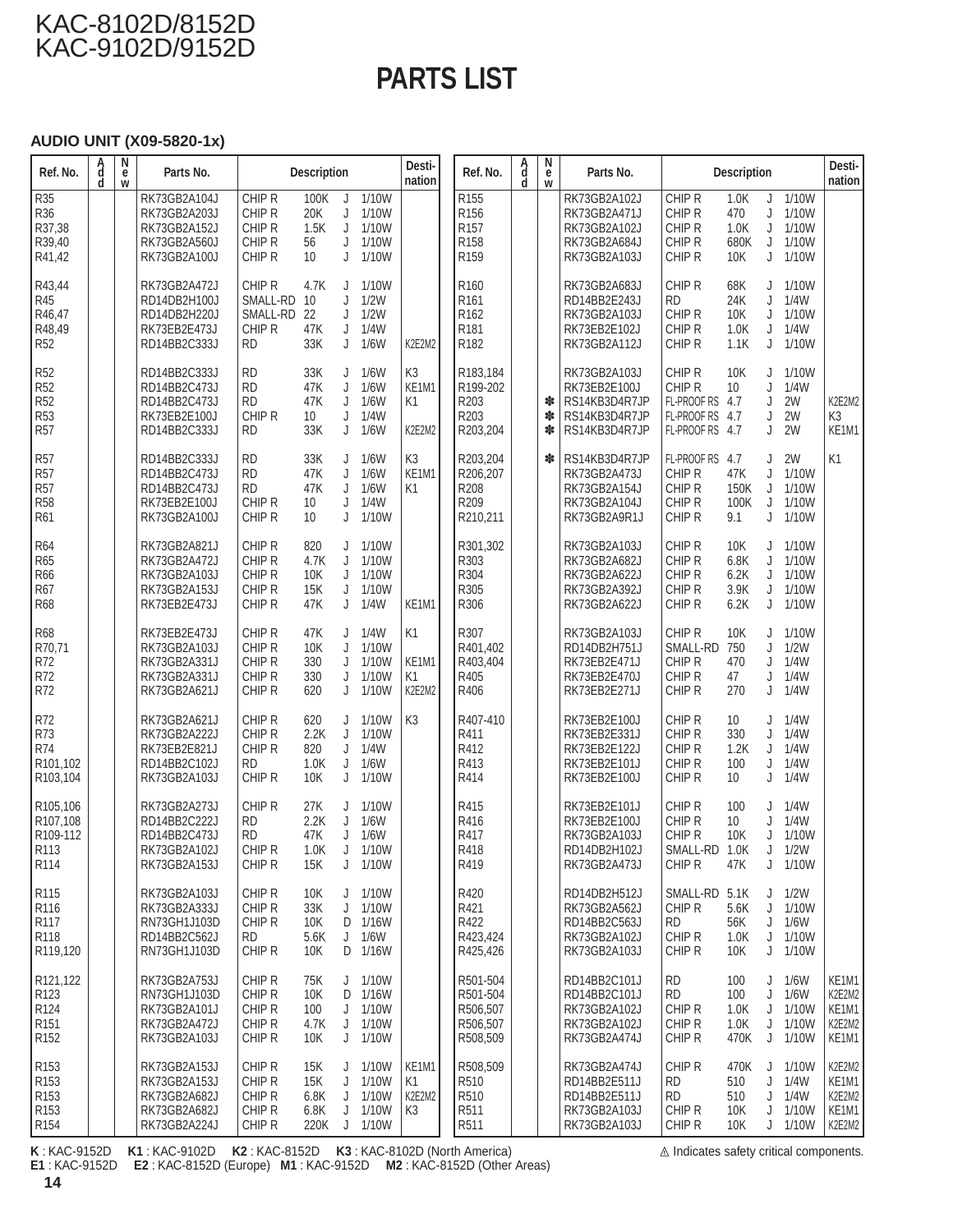# PARTS LIST

## AUDIO UNIT (X09-5820-1x)

| Ref. No. | Add | New | Parts No. | Description | | | | Desti-nation |
|---|---|---|---|---|---|---|---|---|
| R35 | | | RK73GB2A104J | CHIP R | 100K | J | 1/10W | |
| R36 | | | RK73GB2A203J | CHIP R | 20K | J | 1/10W | |
| R37,38 | | | RK73GB2A152J | CHIP R | 1.5K | J | 1/10W | |
| R39,40 | | | RK73GB2A560J | CHIP R | 56 | J | 1/10W | |
| R41,42 | | | RK73GB2A100J | CHIP R | 10 | J | 1/10W | |
| R43,44 | | | RK73GB2A472J | CHIP R | 4.7K | J | 1/10W | |
| R45 | | | RD14DB2H100J | SMALL-RD | 10 | J | 1/2W | |
| R46,47 | | | RD14DB2H220J | SMALL-RD | 22 | J | 1/2W | |
| R48,49 | | | RK73EB2E473J | CHIP R | 47K | J | 1/4W | |
| R52 | | | RD14BB2C333J | RD | 33K | J | 1/6W | K2E2M2 |
| R52 | | | RD14BB2C333J | RD | 33K | J | 1/6W | K3 |
| R52 | | | RD14BB2C473J | RD | 47K | J | 1/6W | KE1M1 |
| R52 | | | RD14BB2C473J | RD | 47K | J | 1/6W | K1 |
| R53 | | | RK73EB2E100J | CHIP R | 10 | J | 1/4W | |
| R57 | | | RD14BB2C333J | RD | 33K | J | 1/6W | K2E2M2 |
| R57 | | | RD14BB2C333J | RD | 33K | J | 1/6W | K3 |
| R57 | | | RD14BB2C473J | RD | 47K | J | 1/6W | KE1M1 |
| R57 | | | RD14BB2C473J | RD | 47K | J | 1/6W | K1 |
| R58 | | | RK73EB2E100J | CHIP R | 10 | J | 1/4W | |
| R61 | | | RK73GB2A100J | CHIP R | 10 | J | 1/10W | |
| R64 | | | RK73GB2A821J | CHIP R | 820 | J | 1/10W | |
| R65 | | | RK73GB2A472J | CHIP R | 4.7K | J | 1/10W | |
| R66 | | | RK73GB2A103J | CHIP R | 10K | J | 1/10W | |
| R67 | | | RK73GB2A153J | CHIP R | 15K | J | 1/10W | |
| R68 | | | RK73EB2E473J | CHIP R | 47K | J | 1/4W | KE1M1 |
| R68 | | | RK73EB2E473J | CHIP R | 47K | J | 1/4W | K1 |
| R70,71 | | | RK73GB2A103J | CHIP R | 10K | J | 1/10W | |
| R72 | | | RK73GB2A331J | CHIP R | 330 | J | 1/10W | KE1M1 |
| R72 | | | RK73GB2A331J | CHIP R | 330 | J | 1/10W | K1 |
| R72 | | | RK73GB2A621J | CHIP R | 620 | J | 1/10W | K2E2M2 |
| R72 | | | RK73GB2A621J | CHIP R | 620 | J | 1/10W | K3 |
| R73 | | | RK73GB2A222J | CHIP R | 2.2K | J | 1/10W | |
| R74 | | | RK73EB2E821J | CHIP R | 820 | J | 1/4W | |
| R101,102 | | | RD14BB2C102J | RD | 1.0K | J | 1/6W | |
| R103,104 | | | RK73GB2A103J | CHIP R | 10K | J | 1/10W | |
| R105,106 | | | RK73GB2A273J | CHIP R | 27K | J | 1/10W | |
| R107,108 | | | RD14BB2C222J | RD | 2.2K | J | 1/6W | |
| R109-112 | | | RD14BB2C473J | RD | 47K | J | 1/6W | |
| R113 | | | RK73GB2A102J | CHIP R | 1.0K | J | 1/10W | |
| R114 | | | RK73GB2A153J | CHIP R | 15K | J | 1/10W | |
| R115 | | | RK73GB2A103J | CHIP R | 10K | J | 1/10W | |
| R116 | | | RK73GB2A333J | CHIP R | 33K | J | 1/10W | |
| R117 | | | RN73GH1J103D | CHIP R | 10K | D | 1/16W | |
| R118 | | | RD14BB2C562J | RD | 5.6K | J | 1/6W | |
| R119,120 | | | RN73GH1J103D | CHIP R | 10K | D | 1/16W | |
| R121,122 | | | RK73GB2A753J | CHIP R | 75K | J | 1/10W | |
| R123 | | | RN73GH1J103D | CHIP R | 10K | D | 1/16W | |
| R124 | | | RK73GB2A101J | CHIP R | 100 | J | 1/10W | |
| R151 | | | RK73GB2A472J | CHIP R | 4.7K | J | 1/10W | |
| R152 | | | RK73GB2A103J | CHIP R | 10K | J | 1/10W | |
| R153 | | | RK73GB2A153J | CHIP R | 15K | J | 1/10W | KE1M1 |
| R153 | | | RK73GB2A153J | CHIP R | 15K | J | 1/10W | K1 |
| R153 | | | RK73GB2A682J | CHIP R | 6.8K | J | 1/10W | K2E2M2 |
| R153 | | | RK73GB2A682J | CHIP R | 6.8K | J | 1/10W | K3 |
| R154 | | | RK73GB2A224J | CHIP R | 220K | J | 1/10W | |
| R155 | | | RK73GB2A102J | CHIP R | 1.0K | J | 1/10W | |
| R156 | | | RK73GB2A471J | CHIP R | 470 | J | 1/10W | |
| R157 | | | RK73GB2A102J | CHIP R | 1.0K | J | 1/10W | |
| R158 | | | RK73GB2A684J | CHIP R | 680K | J | 1/10W | |
| R159 | | | RK73GB2A103J | CHIP R | 10K | J | 1/10W | |
| R160 | | | RK73GB2A683J | CHIP R | 68K | J | 1/10W | |
| R161 | | | RD14BB2E243J | RD | 24K | J | 1/4W | |
| R162 | | | RK73GB2A103J | CHIP R | 10K | J | 1/10W | |
| R181 | | | RK73EB2E102J | CHIP R | 1.0K | J | 1/4W | |
| R182 | | | RK73GB2A112J | CHIP R | 1.1K | J | 1/10W | |
| R183,184 | | | RK73GB2A103J | CHIP R | 10K | J | 1/10W | |
| R199-202 | | | RK73EB2E100J | CHIP R | 10 | J | 1/4W | |
| R203 | | ✽ | RS14KB3D4R7JP | FL-PROOF RS | 4.7 | J | 2W | K2E2M2 |
| R203 | | ✽ | RS14KB3D4R7JP | FL-PROOF RS | 4.7 | J | 2W | K3 |
| R203,204 | | ✽ | RS14KB3D4R7JP | FL-PROOF RS | 4.7 | J | 2W | KE1M1 |
| R203,204 | | ✽ | RS14KB3D4R7JP | FL-PROOF RS | 4.7 | J | 2W | K1 |
| R206,207 | | | RK73GB2A473J | CHIP R | 47K | J | 1/10W | |
| R208 | | | RK73GB2A154J | CHIP R | 150K | J | 1/10W | |
| R209 | | | RK73GB2A104J | CHIP R | 100K | J | 1/10W | |
| R210,211 | | | RK73GB2A9R1J | CHIP R | 9.1 | J | 1/10W | |
| R301,302 | | | RK73GB2A103J | CHIP R | 10K | J | 1/10W | |
| R303 | | | RK73GB2A682J | CHIP R | 6.8K | J | 1/10W | |
| R304 | | | RK73GB2A622J | CHIP R | 6.2K | J | 1/10W | |
| R305 | | | RK73GB2A392J | CHIP R | 3.9K | J | 1/10W | |
| R306 | | | RK73GB2A622J | CHIP R | 6.2K | J | 1/10W | |
| R307 | | | RK73GB2A103J | CHIP R | 10K | J | 1/10W | |
| R401,402 | | | RD14DB2H751J | SMALL-RD | 750 | J | 1/2W | |
| R403,404 | | | RK73EB2E471J | CHIP R | 470 | J | 1/4W | |
| R405 | | | RK73EB2E470J | CHIP R | 47 | J | 1/4W | |
| R406 | | | RK73EB2E271J | CHIP R | 270 | J | 1/4W | |
| R407-410 | | | RK73EB2E100J | CHIP R | 10 | J | 1/4W | |
| R411 | | | RK73EB2E331J | CHIP R | 330 | J | 1/4W | |
| R412 | | | RK73EB2E122J | CHIP R | 1.2K | J | 1/4W | |
| R413 | | | RK73EB2E101J | CHIP R | 100 | J | 1/4W | |
| R414 | | | RK73EB2E100J | CHIP R | 10 | J | 1/4W | |
| R415 | | | RK73EB2E101J | CHIP R | 100 | J | 1/4W | |
| R416 | | | RK73EB2E100J | CHIP R | 10 | J | 1/4W | |
| R417 | | | RK73GB2A103J | CHIP R | 10K | J | 1/10W | |
| R418 | | | RD14DB2H102J | SMALL-RD | 1.0K | J | 1/2W | |
| R419 | | | RK73GB2A473J | CHIP R | 47K | J | 1/10W | |
| R420 | | | RD14DB2H512J | SMALL-RD | 5.1K | J | 1/2W | |
| R421 | | | RK73GB2A562J | CHIP R | 5.6K | J | 1/10W | |
| R422 | | | RD14BB2C563J | RD | 56K | J | 1/6W | |
| R423,424 | | | RK73GB2A102J | CHIP R | 1.0K | J | 1/10W | |
| R425,426 | | | RK73GB2A103J | CHIP R | 10K | J | 1/10W | |
| R501-504 | | | RD14BB2C101J | RD | 100 | J | 1/6W | KE1M1 |
| R501-504 | | | RD14BB2C101J | RD | 100 | J | 1/6W | K2E2M2 |
| R506,507 | | | RK73GB2A102J | CHIP R | 1.0K | J | 1/10W | KE1M1 |
| R506,507 | | | RK73GB2A102J | CHIP R | 1.0K | J | 1/10W | K2E2M2 |
| R508,509 | | | RK73GB2A474J | CHIP R | 470K | J | 1/10W | KE1M1 |
| R508,509 | | | RK73GB2A474J | CHIP R | 470K | J | 1/10W | K2E2M2 |
| R510 | | | RD14BB2E511J | RD | 510 | J | 1/4W | KE1M1 |
| R510 | | | RD14BB2E511J | RD | 510 | J | 1/4W | K2E2M2 |
| R511 | | | RK73GB2A103J | CHIP R | 10K | J | 1/10W | KE1M1 |
| R511 | | | RK73GB2A103J | CHIP R | 10K | J | 1/10W | K2E2M2 |

**K** : KAC-9152D **K1** : KAC-9102D **K2** : KAC-8152D **K3** : KAC-8102D (North America)
**E1** : KAC-9152D **E2** : KAC-8152D (Europe) **M1** : KAC-9152D **M2** : KAC-8152D (Other Areas)

⚠ Indicates safety critical components.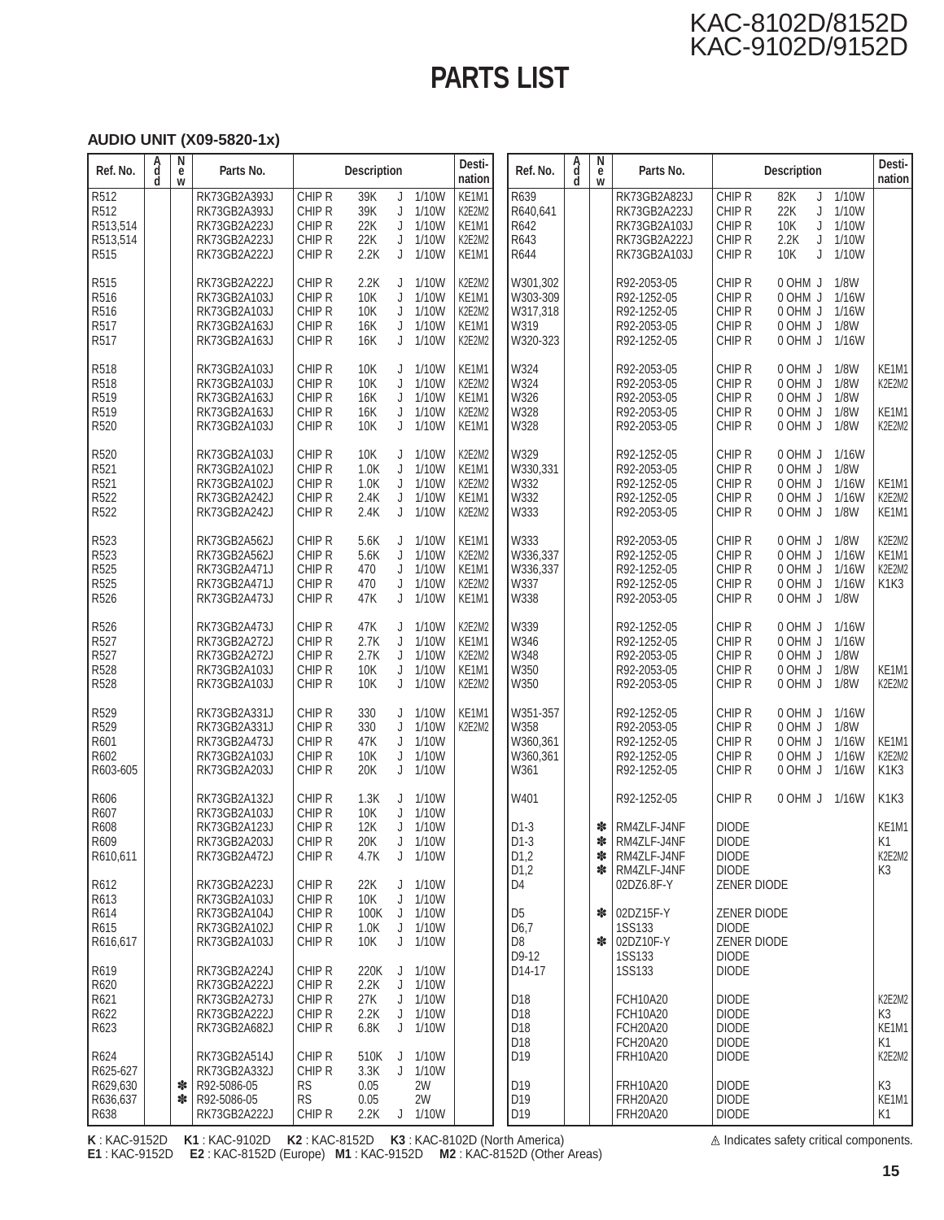# PARTS LIST

## AUDIO UNIT (X09-5820-1x)

| Ref. No. | Add | New | Parts No. | Description | Desti-nation |
|---|---|---|---|---|---|
| R512 | | | RK73GB2A393J | CHIP R 39K J 1/10W | KE1M1 |
| R512 | | | RK73GB2A393J | CHIP R 39K J 1/10W | K2E2M2 |
| R513,514 | | | RK73GB2A223J | CHIP R 22K J 1/10W | KE1M1 |
| R513,514 | | | RK73GB2A223J | CHIP R 22K J 1/10W | K2E2M2 |
| R515 | | | RK73GB2A222J | CHIP R 2.2K J 1/10W | KE1M1 |
| R515 | | | RK73GB2A222J | CHIP R 2.2K J 1/10W | K2E2M2 |
| R516 | | | RK73GB2A103J | CHIP R 10K J 1/10W | KE1M1 |
| R516 | | | RK73GB2A103J | CHIP R 10K J 1/10W | K2E2M2 |
| R517 | | | RK73GB2A163J | CHIP R 16K J 1/10W | KE1M1 |
| R517 | | | RK73GB2A163J | CHIP R 16K J 1/10W | K2E2M2 |
| R518 | | | RK73GB2A103J | CHIP R 10K J 1/10W | KE1M1 |
| R518 | | | RK73GB2A103J | CHIP R 10K J 1/10W | K2E2M2 |
| R519 | | | RK73GB2A163J | CHIP R 16K J 1/10W | KE1M1 |
| R519 | | | RK73GB2A163J | CHIP R 16K J 1/10W | K2E2M2 |
| R520 | | | RK73GB2A103J | CHIP R 10K J 1/10W | KE1M1 |
| R520 | | | RK73GB2A103J | CHIP R 10K J 1/10W | K2E2M2 |
| R521 | | | RK73GB2A102J | CHIP R 1.0K J 1/10W | KE1M1 |
| R521 | | | RK73GB2A102J | CHIP R 1.0K J 1/10W | K2E2M2 |
| R522 | | | RK73GB2A242J | CHIP R 2.4K J 1/10W | KE1M1 |
| R522 | | | RK73GB2A242J | CHIP R 2.4K J 1/10W | K2E2M2 |
| R523 | | | RK73GB2A562J | CHIP R 5.6K J 1/10W | KE1M1 |
| R523 | | | RK73GB2A562J | CHIP R 5.6K J 1/10W | K2E2M2 |
| R525 | | | RK73GB2A471J | CHIP R 470 J 1/10W | KE1M1 |
| R525 | | | RK73GB2A471J | CHIP R 470 J 1/10W | K2E2M2 |
| R526 | | | RK73GB2A473J | CHIP R 47K J 1/10W | KE1M1 |
| R526 | | | RK73GB2A473J | CHIP R 47K J 1/10W | K2E2M2 |
| R527 | | | RK73GB2A272J | CHIP R 2.7K J 1/10W | KE1M1 |
| R527 | | | RK73GB2A272J | CHIP R 2.7K J 1/10W | K2E2M2 |
| R528 | | | RK73GB2A103J | CHIP R 10K J 1/10W | KE1M1 |
| R528 | | | RK73GB2A103J | CHIP R 10K J 1/10W | K2E2M2 |
| R529 | | | RK73GB2A331J | CHIP R 330 J 1/10W | KE1M1 |
| R529 | | | RK73GB2A331J | CHIP R 330 J 1/10W | K2E2M2 |
| R601 | | | RK73GB2A473J | CHIP R 47K J 1/10W | |
| R602 | | | RK73GB2A103J | CHIP R 10K J 1/10W | |
| R603-605 | | | RK73GB2A203J | CHIP R 20K J 1/10W | |
| R606 | | | RK73GB2A132J | CHIP R 1.3K J 1/10W | |
| R607 | | | RK73GB2A103J | CHIP R 10K J 1/10W | |
| R608 | | | RK73GB2A123J | CHIP R 12K J 1/10W | |
| R609 | | | RK73GB2A203J | CHIP R 20K J 1/10W | |
| R610,611 | | | RK73GB2A472J | CHIP R 4.7K J 1/10W | |
| R612 | | | RK73GB2A223J | CHIP R 22K J 1/10W | |
| R613 | | | RK73GB2A103J | CHIP R 10K J 1/10W | |
| R614 | | | RK73GB2A104J | CHIP R 100K J 1/10W | |
| R615 | | | RK73GB2A102J | CHIP R 1.0K J 1/10W | |
| R616,617 | | | RK73GB2A103J | CHIP R 10K J 1/10W | |
| R619 | | | RK73GB2A224J | CHIP R 220K J 1/10W | |
| R620 | | | RK73GB2A222J | CHIP R 2.2K J 1/10W | |
| R621 | | | RK73GB2A273J | CHIP R 27K J 1/10W | |
| R622 | | | RK73GB2A222J | CHIP R 2.2K J 1/10W | |
| R623 | | | RK73GB2A682J | CHIP R 6.8K J 1/10W | |
| R624 | | | RK73GB2A514J | CHIP R 510K J 1/10W | |
| R625-627 | | | RK73GB2A332J | CHIP R 3.3K J 1/10W | |
| R629,630 | | ✽ | R92-5086-05 | RS 0.05 2W | |
| R636,637 | | ✽ | R92-5086-05 | RS 0.05 2W | |
| R638 | | | RK73GB2A222J | CHIP R 2.2K J 1/10W | |
| R639 | | | RK73GB2A823J | CHIP R 82K J 1/10W | |
| R640,641 | | | RK73GB2A223J | CHIP R 22K J 1/10W | |
| R642 | | | RK73GB2A103J | CHIP R 10K J 1/10W | |
| R643 | | | RK73GB2A222J | CHIP R 2.2K J 1/10W | |
| R644 | | | RK73GB2A103J | CHIP R 10K J 1/10W | |
| W301,302 | | | R92-2053-05 | CHIP R 0 OHM J 1/8W | |
| W303-309 | | | R92-1252-05 | CHIP R 0 OHM J 1/16W | |
| W317,318 | | | R92-1252-05 | CHIP R 0 OHM J 1/16W | |
| W319 | | | R92-2053-05 | CHIP R 0 OHM J 1/8W | |
| W320-323 | | | R92-1252-05 | CHIP R 0 OHM J 1/16W | |
| W324 | | | R92-2053-05 | CHIP R 0 OHM J 1/8W | KE1M1 |
| W324 | | | R92-2053-05 | CHIP R 0 OHM J 1/8W | K2E2M2 |
| W326 | | | R92-2053-05 | CHIP R 0 OHM J 1/8W | |
| W328 | | | R92-2053-05 | CHIP R 0 OHM J 1/8W | KE1M1 |
| W328 | | | R92-2053-05 | CHIP R 0 OHM J 1/8W | K2E2M2 |
| W329 | | | R92-1252-05 | CHIP R 0 OHM J 1/16W | |
| W330,331 | | | R92-2053-05 | CHIP R 0 OHM J 1/8W | |
| W332 | | | R92-1252-05 | CHIP R 0 OHM J 1/16W | KE1M1 |
| W332 | | | R92-1252-05 | CHIP R 0 OHM J 1/16W | K2E2M2 |
| W333 | | | R92-2053-05 | CHIP R 0 OHM J 1/8W | KE1M1 |
| W333 | | | R92-2053-05 | CHIP R 0 OHM J 1/8W | K2E2M2 |
| W336,337 | | | R92-1252-05 | CHIP R 0 OHM J 1/16W | KE1M1 |
| W336,337 | | | R92-1252-05 | CHIP R 0 OHM J 1/16W | K2E2M2 |
| W337 | | | R92-1252-05 | CHIP R 0 OHM J 1/16W | K1K3 |
| W338 | | | R92-2053-05 | CHIP R 0 OHM J 1/8W | |
| W339 | | | R92-1252-05 | CHIP R 0 OHM J 1/16W | |
| W346 | | | R92-1252-05 | CHIP R 0 OHM J 1/16W | |
| W348 | | | R92-2053-05 | CHIP R 0 OHM J 1/8W | |
| W350 | | | R92-2053-05 | CHIP R 0 OHM J 1/8W | KE1M1 |
| W350 | | | R92-2053-05 | CHIP R 0 OHM J 1/8W | K2E2M2 |
| W351-357 | | | R92-1252-05 | CHIP R 0 OHM J 1/16W | |
| W358 | | | R92-2053-05 | CHIP R 0 OHM J 1/8W | |
| W360,361 | | | R92-1252-05 | CHIP R 0 OHM J 1/16W | KE1M1 |
| W360,361 | | | R92-1252-05 | CHIP R 0 OHM J 1/16W | K2E2M2 |
| W361 | | | R92-1252-05 | CHIP R 0 OHM J 1/16W | K1K3 |
| W401 | | | R92-1252-05 | CHIP R 0 OHM J 1/16W | K1K3 |
| D1-3 | | ✽ | RM4ZLF-J4NF | DIODE | KE1M1 |
| D1-3 | | ✽ | RM4ZLF-J4NF | DIODE | K1 |
| D1,2 | | ✽ | RM4ZLF-J4NF | DIODE | K2E2M2 |
| D1,2 | | ✽ | RM4ZLF-J4NF | DIODE | K3 |
| D4 | | | 02DZ6.8F-Y | ZENER DIODE | |
| D5 | | ✽ | 02DZ15F-Y | ZENER DIODE | |
| D6,7 | | | 1SS133 | DIODE | |
| D8 | | ✽ | 02DZ10F-Y | ZENER DIODE | |
| D9-12 | | | 1SS133 | DIODE | |
| D14-17 | | | 1SS133 | DIODE | |
| D18 | | | FCH10A20 | DIODE | K2E2M2 |
| D18 | | | FCH10A20 | DIODE | K3 |
| D18 | | | FCH20A20 | DIODE | KE1M1 |
| D18 | | | FCH20A20 | DIODE | K1 |
| D19 | | | FRH10A20 | DIODE | K2E2M2 |
| D19 | | | FRH10A20 | DIODE | K3 |
| D19 | | | FRH20A20 | DIODE | KE1M1 |
| D19 | | | FRH20A20 | DIODE | K1 |

**K** : KAC-9152D **K1** : KAC-9102D **K2** : KAC-8152D **K3** : KAC-8102D (North America)
**E1** : KAC-9152D **E2** : KAC-8152D (Europe) **M1** : KAC-9152D **M2** : KAC-8152D (Other Areas)

⚠ Indicates safety critical components.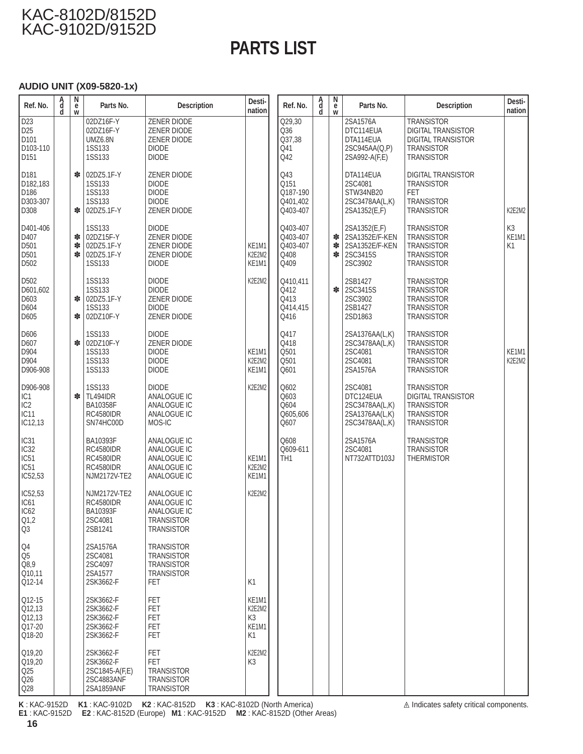# PARTS LIST

### AUDIO UNIT (X09-5820-1x)

| Ref. No. | Add | New | Parts No. | Description | Destination |
|---|---|---|---|---|---|
| D23 | | | 02DZ16F-Y | ZENER DIODE | |
| D25 | | | 02DZ16F-Y | ZENER DIODE | |
| D101 | | | UMZ6.8N | ZENER DIODE | |
| D103-110 | | | 1SS133 | DIODE | |
| D151 | | | 1SS133 | DIODE | |
| D181 | | ✽ | 02DZ5.1F-Y | ZENER DIODE | |
| D182,183 | | | 1SS133 | DIODE | |
| D186 | | | 1SS133 | DIODE | |
| D303-307 | | | 1SS133 | DIODE | |
| D308 | | ✽ | 02DZ5.1F-Y | ZENER DIODE | |
| D401-406 | | | 1SS133 | DIODE | |
| D407 | | ✽ | 02DZ15F-Y | ZENER DIODE | |
| D501 | | ✽ | 02DZ5.1F-Y | ZENER DIODE | KE1M1 |
| D501 | | ✽ | 02DZ5.1F-Y | ZENER DIODE | K2E2M2 |
| D502 | | | 1SS133 | DIODE | KE1M1 |
| D502 | | | 1SS133 | DIODE | K2E2M2 |
| D601,602 | | | 1SS133 | DIODE | |
| D603 | | ✽ | 02DZ5.1F-Y | ZENER DIODE | |
| D604 | | | 1SS133 | DIODE | |
| D605 | | ✽ | 02DZ10F-Y | ZENER DIODE | |
| D606 | | | 1SS133 | DIODE | |
| D607 | | ✽ | 02DZ10F-Y | ZENER DIODE | |
| D904 | | | 1SS133 | DIODE | KE1M1 |
| D904 | | | 1SS133 | DIODE | K2E2M2 |
| D906-908 | | | 1SS133 | DIODE | KE1M1 |
| D906-908 | | | 1SS133 | DIODE | K2E2M2 |
| IC1 | | ✽ | TL494IDR | ANALOGUE IC | |
| IC2 | | | BA10358F | ANALOGUE IC | |
| IC11 | | | RC4580IDR | ANALOGUE IC | |
| IC12,13 | | | SN74HC00D | MOS-IC | |
| IC31 | | | BA10393F | ANALOGUE IC | |
| IC32 | | | RC4580IDR | ANALOGUE IC | |
| IC51 | | | RC4580IDR | ANALOGUE IC | KE1M1 |
| IC51 | | | RC4580IDR | ANALOGUE IC | K2E2M2 |
| IC52,53 | | | NJM2172V-TE2 | ANALOGUE IC | KE1M1 |
| IC52,53 | | | NJM2172V-TE2 | ANALOGUE IC | K2E2M2 |
| IC61 | | | RC4580IDR | ANALOGUE IC | |
| IC62 | | | BA10393F | ANALOGUE IC | |
| Q1,2 | | | 2SC4081 | TRANSISTOR | |
| Q3 | | | 2SB1241 | TRANSISTOR | |
| Q4 | | | 2SA1576A | TRANSISTOR | |
| Q5 | | | 2SC4081 | TRANSISTOR | |
| Q8,9 | | | 2SC4097 | TRANSISTOR | |
| Q10,11 | | | 2SA1577 | TRANSISTOR | |
| Q12-14 | | | 2SK3662-F | FET | K1 |
| Q12-15 | | | 2SK3662-F | FET | KE1M1 |
| Q12,13 | | | 2SK3662-F | FET | K2E2M2 |
| Q12,13 | | | 2SK3662-F | FET | K3 |
| Q17-20 | | | 2SK3662-F | FET | KE1M1 |
| Q18-20 | | | 2SK3662-F | FET | K1 |
| Q19,20 | | | 2SK3662-F | FET | K2E2M2 |
| Q19,20 | | | 2SK3662-F | FET | K3 |
| Q25 | | | 2SC1845-A(F,E) | TRANSISTOR | |
| Q26 | | | 2SC4883ANF | TRANSISTOR | |
| Q28 | | | 2SA1859ANF | TRANSISTOR | |
| Q29,30 | | | 2SA1576A | TRANSISTOR | |
| Q36 | | | DTC114EUA | DIGITAL TRANSISTOR | |
| Q37,38 | | | DTA114EUA | DIGITAL TRANSISTOR | |
| Q41 | | | 2SC945AA(Q,P) | TRANSISTOR | |
| Q42 | | | 2SA992-A(F,E) | TRANSISTOR | |
| Q43 | | | DTA114EUA | DIGITAL TRANSISTOR | |
| Q151 | | | 2SC4081 | TRANSISTOR | |
| Q187-190 | | | STW34NB20 | FET | |
| Q401,402 | | | 2SC3478AA(L,K) | TRANSISTOR | |
| Q403-407 | | | 2SA1352(E,F) | TRANSISTOR | K2E2M2 |
| Q403-407 | | | 2SA1352(E,F) | TRANSISTOR | K3 |
| Q403-407 | | ✽ | 2SA1352E/F-KEN | TRANSISTOR | KE1M1 |
| Q403-407 | | ✽ | 2SA1352E/F-KEN | TRANSISTOR | K1 |
| Q408 | | ✽ | 2SC3415S | TRANSISTOR | |
| Q409 | | | 2SC3902 | TRANSISTOR | |
| Q410,411 | | | 2SB1427 | TRANSISTOR | |
| Q412 | | ✽ | 2SC3415S | TRANSISTOR | |
| Q413 | | | 2SC3902 | TRANSISTOR | |
| Q414,415 | | | 2SB1427 | TRANSISTOR | |
| Q416 | | | 2SD1863 | TRANSISTOR | |
| Q417 | | | 2SA1376AA(L,K) | TRANSISTOR | |
| Q418 | | | 2SC3478AA(L,K) | TRANSISTOR | |
| Q501 | | | 2SC4081 | TRANSISTOR | KE1M1 |
| Q501 | | | 2SC4081 | TRANSISTOR | K2E2M2 |
| Q601 | | | 2SA1576A | TRANSISTOR | |
| Q602 | | | 2SC4081 | TRANSISTOR | |
| Q603 | | | DTC124EUA | DIGITAL TRANSISTOR | |
| Q604 | | | 2SC3478AA(L,K) | TRANSISTOR | |
| Q605,606 | | | 2SA1376AA(L,K) | TRANSISTOR | |
| Q607 | | | 2SC3478AA(L,K) | TRANSISTOR | |
| Q608 | | | 2SA1576A | TRANSISTOR | |
| Q609-611 | | | 2SC4081 | TRANSISTOR | |
| TH1 | | | NT732ATTD103J | THERMISTOR | |

**K** : KAC-9152D **K1** : KAC-9102D **K2** : KAC-8152D **K3** : KAC-8102D (North America)
**E1** : KAC-9152D **E2** : KAC-8152D (Europe) **M1** : KAC-9152D **M2** : KAC-8152D (Other Areas)

⚠ Indicates safety critical components.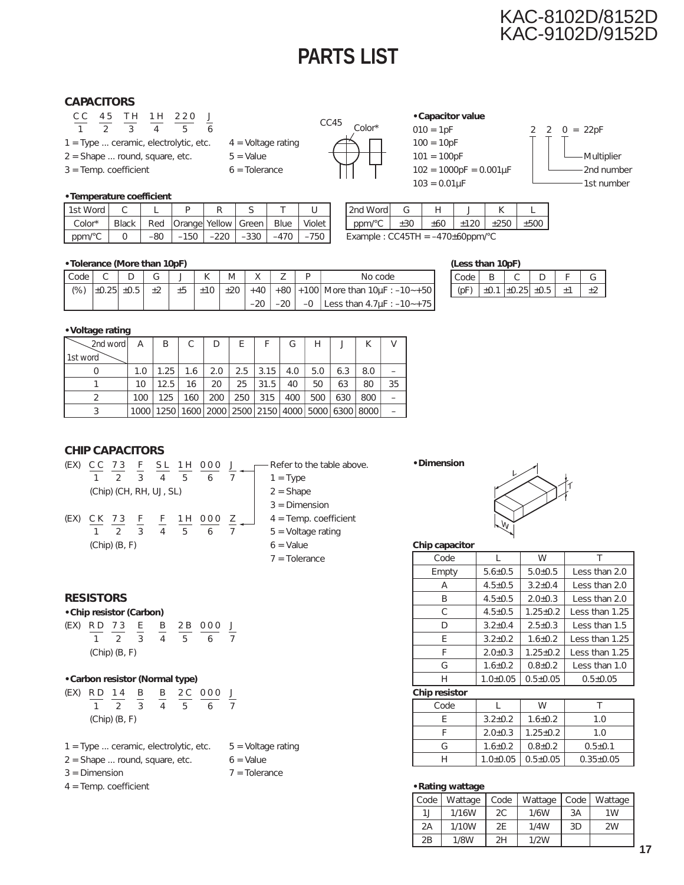# PARTS LIST

## CAPACITORS

```
C C   4 5   T H   1 H   2 2 0   J
 1     2     3     4     5      6
```

1 = Type ... ceramic, electrolytic, etc.
2 = Shape ... round, square, etc.
3 = Temp. coefficient
4 = Voltage rating
5 = Value
6 = Tolerance

CC45 Color*

**• Capacitor value**

010 = 1pF
100 = 10pF
101 = 100pF
102 = 1000pF = 0.001μF
103 = 0.01μF

2 2 0 = 22pF
- 1st number
- 2nd number
- Multiplier

**• Temperature coefficient**

| 1st Word | C | L | P | R | S | T | U |
|---|---|---|---|---|---|---|---|
| Color* | Black | Red | Orange | Yellow | Green | Blue | Violet |
| ppm/°C | 0 | –80 | –150 | –220 | –330 | –470 | –750 |

| 2nd Word | G | H | J | K | L |
|---|---|---|---|---|---|
| ppm/°C | ±30 | ±60 | ±120 | ±250 | ±500 |

Example : CC45TH = –470±60ppm/°C

**• Tolerance (More than 10pF)**

| Code | C | D | G | J | K | M | X | Z | P | No code |
|---|---|---|---|---|---|---|---|---|---|---|
| (%) | ±0.25 | ±0.5 | ±2 | ±5 | ±10 | ±20 | +40 | +80 | +100 | More than 10μF : –10~+50 |
| | | | | | | | –20 | –20 | –0 | Less than 4.7μF : –10~+75 |

**(Less than 10pF)**

| Code | B | C | D | F | G |
|---|---|---|---|---|---|
| (pF) | ±0.1 | ±0.25 | ±0.5 | ±1 | ±2 |

**• Voltage rating**

| 1st word \ 2nd word | A | B | C | D | E | F | G | H | J | K | V |
|---|---|---|---|---|---|---|---|---|---|---|---|
| 0 | 1.0 | 1.25 | 1.6 | 2.0 | 2.5 | 3.15 | 4.0 | 5.0 | 6.3 | 8.0 | – |
| 1 | 10 | 12.5 | 16 | 20 | 25 | 31.5 | 40 | 50 | 63 | 80 | 35 |
| 2 | 100 | 125 | 160 | 200 | 250 | 315 | 400 | 500 | 630 | 800 | – |
| 3 | 1000 | 1250 | 1600 | 2000 | 2500 | 2150 | 4000 | 5000 | 6300 | 8000 | – |

## CHIP CAPACITORS

```
(EX)  C C   7 3   F   S L   1 H   0 0 0   J   ← Refer to the table above.
       1     2    3    4     5     6      7
      (Chip) (CH, RH, UJ, SL)

(EX)  C K   7 3   F   F   1 H   0 0 0   Z
       1     2    3   4    5     6      7
      (Chip) (B, F)
```

1 = Type
2 = Shape
3 = Dimension
4 = Temp. coefficient
5 = Voltage rating
6 = Value
7 = Tolerance

**• Dimension**

**Chip capacitor**

| Code | L | W | T |
|---|---|---|---|
| Empty | 5.6±0.5 | 5.0±0.5 | Less than 2.0 |
| A | 4.5±0.5 | 3.2±0.4 | Less than 2.0 |
| B | 4.5±0.5 | 2.0±0.3 | Less than 2.0 |
| C | 4.5±0.5 | 1.25±0.2 | Less than 1.25 |
| D | 3.2±0.4 | 2.5±0.3 | Less than 1.5 |
| E | 3.2±0.2 | 1.6±0.2 | Less than 1.25 |
| F | 2.0±0.3 | 1.25±0.2 | Less than 1.25 |
| G | 1.6±0.2 | 0.8±0.2 | Less than 1.0 |
| H | 1.0±0.05 | 0.5±0.05 | 0.5±0.05 |

**Chip resistor**

| Code | L | W | T |
|---|---|---|---|
| E | 3.2±0.2 | 1.6±0.2 | 1.0 |
| F | 2.0±0.3 | 1.25±0.2 | 1.0 |
| G | 1.6±0.2 | 0.8±0.2 | 0.5±0.1 |
| H | 1.0±0.05 | 0.5±0.05 | 0.35±0.05 |

## RESISTORS

**• Chip resistor (Carbon)**

```
(EX)  R D   7 3   E   B   2 B   0 0 0   J
       1     2    3   4    5     6      7
      (Chip) (B, F)
```

**• Carbon resistor (Normal type)**

```
(EX)  R D   1 4   B   B   2 C   0 0 0   J
       1     2    3   4    5     6      7
      (Chip) (B, F)
```

1 = Type ... ceramic, electrolytic, etc.
2 = Shape ... round, square, etc.
3 = Dimension
4 = Temp. coefficient
5 = Voltage rating
6 = Value
7 = Tolerance

**• Rating wattage**

| Code | Wattage | Code | Wattage | Code | Wattage |
|---|---|---|---|---|---|
| 1J | 1/16W | 2C | 1/6W | 3A | 1W |
| 2A | 1/10W | 2E | 1/4W | 3D | 2W |
| 2B | 1/8W | 2H | 1/2W | | |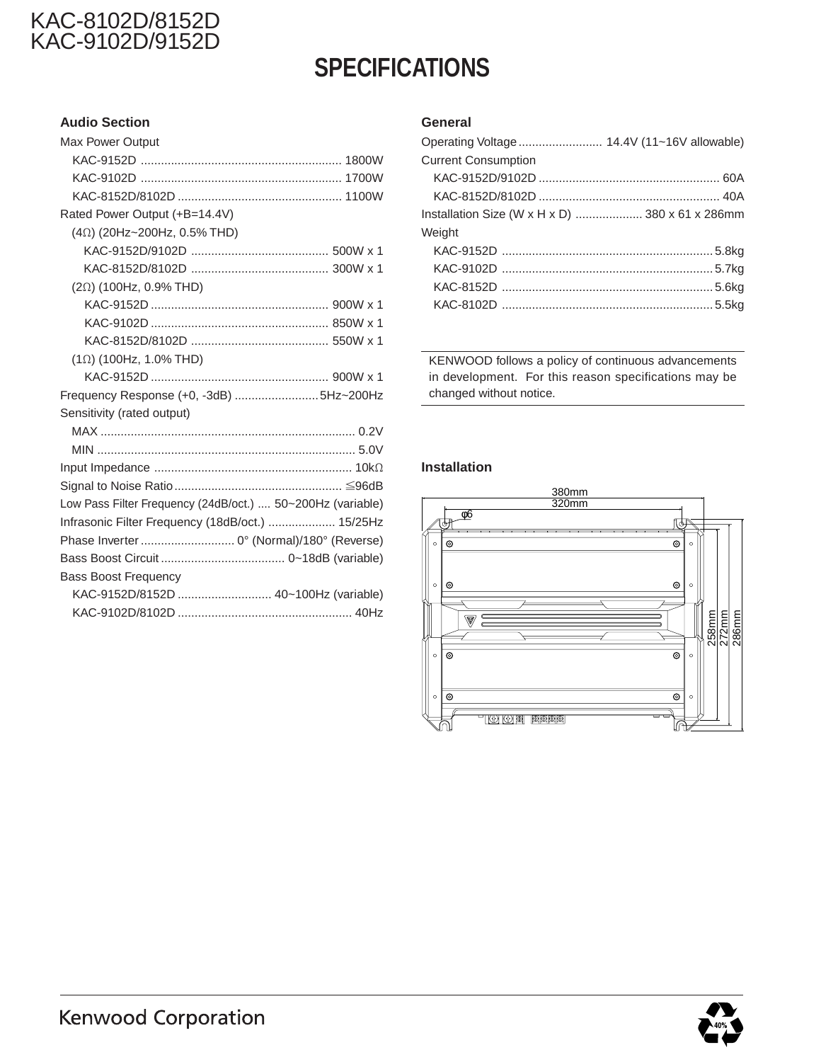KAC-8102D/8152D
KAC-9102D/9152D

# SPECIFICATIONS

### Audio Section

Max Power Output
- KAC-9152D ............................................................ 1800W
- KAC-9102D ............................................................ 1700W
- KAC-8152D/8102D ................................................. 1100W

Rated Power Output (+B=14.4V)
- (4Ω) (20Hz~200Hz, 0.5% THD)
  - KAC-9152D/9102D ......................................... 500W x 1
  - KAC-8152D/8102D ......................................... 300W x 1
- (2Ω) (100Hz, 0.9% THD)
  - KAC-9152D ..................................................... 900W x 1
  - KAC-9102D ..................................................... 850W x 1
  - KAC-8152D/8102D ......................................... 550W x 1
- (1Ω) (100Hz, 1.0% THD)
  - KAC-9152D ..................................................... 900W x 1

Frequency Response (+0, -3dB) ......................... 5Hz~200Hz

Sensitivity (rated output)
- MAX ............................................................................ 0.2V
- MIN ............................................................................. 5.0V

Input Impedance ........................................................... 10kΩ

Signal to Noise Ratio .................................................. ≦96dB

Low Pass Filter Frequency (24dB/oct.) .... 50~200Hz (variable)

Infrasonic Filter Frequency (18dB/oct.) .................... 15/25Hz

Phase Inverter ............................ 0° (Normal)/180° (Reverse)

Bass Boost Circuit ..................................... 0~18dB (variable)

Bass Boost Frequency
- KAC-9152D/8152D ............................ 40~100Hz (variable)
- KAC-9102D/8102D .................................................... 40Hz

### General

Operating Voltage ......................... 14.4V (11~16V allowable)

Current Consumption
- KAC-9152D/9102D ...................................................... 60A
- KAC-8152D/8102D ...................................................... 40A

Installation Size (W x H x D) .................... 380 x 61 x 286mm

Weight
- KAC-9152D ............................................................... 5.8kg
- KAC-9102D ............................................................... 5.7kg
- KAC-8152D ............................................................... 5.6kg
- KAC-8102D ............................................................... 5.5kg

KENWOOD follows a policy of continuous advancements in development. For this reason specifications may be changed without notice.

### Installation

380mm
320mm
φ6
258mm
272mm
286mm

Kenwood Corporation